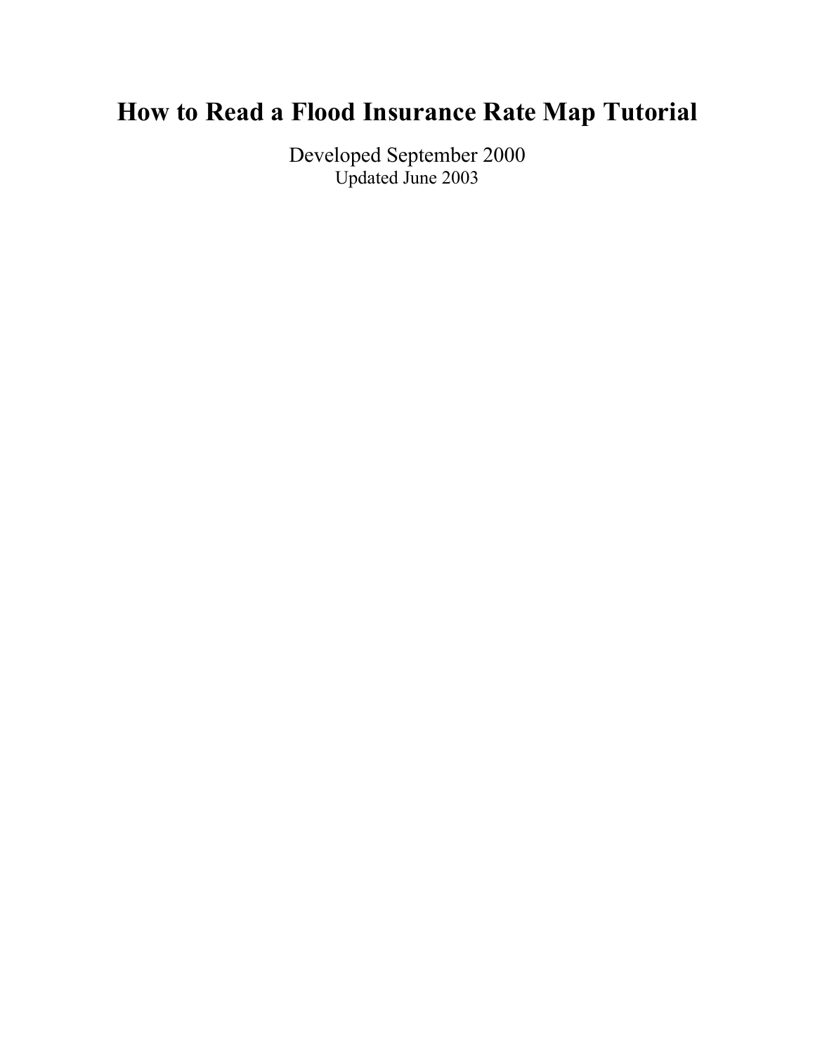# How to Read a Flood Insurance Rate Map Tutorial

Developed September 2000

Updated June 2003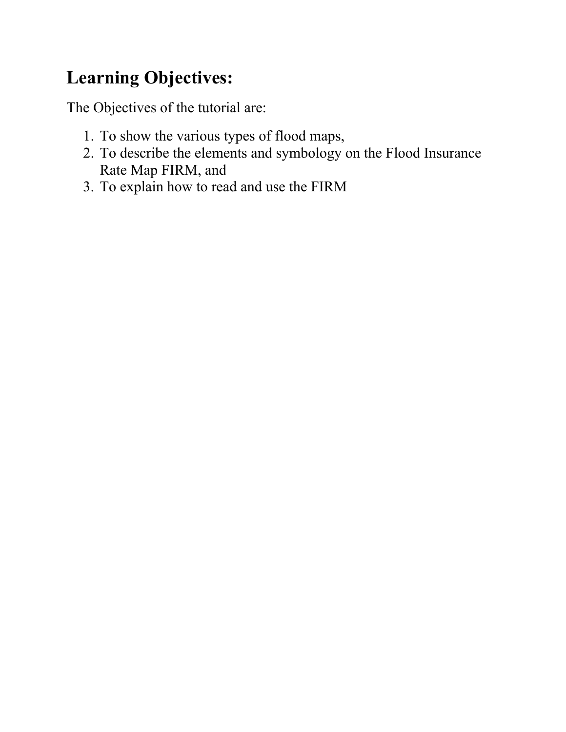## Learning Objectives:

The Objectives of the tutorial are:

1. To show the various types of flood maps,
2. To describe the elements and symbology on the Flood Insurance Rate Map FIRM, and
3. To explain how to read and use the FIRM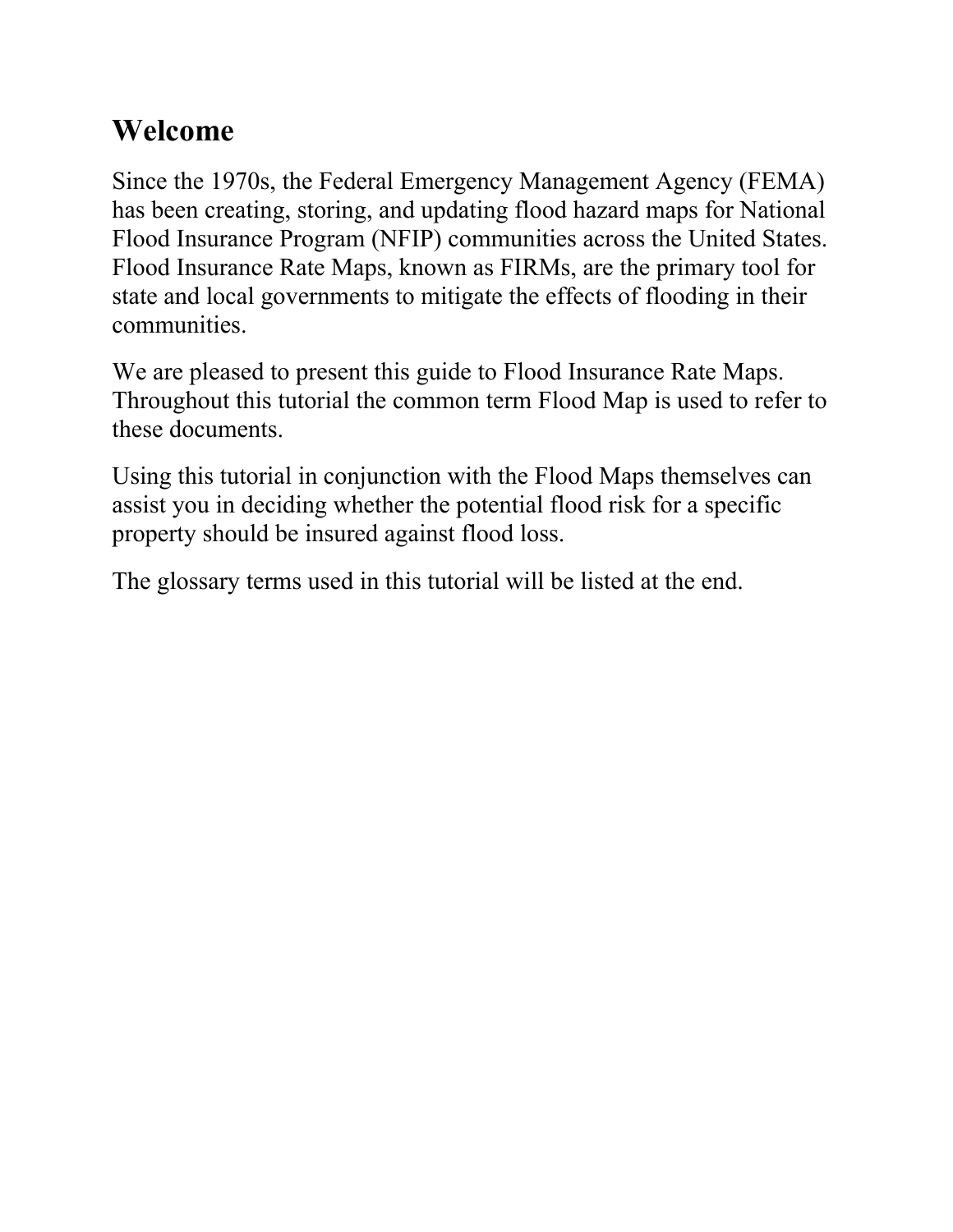## Welcome

Since the 1970s, the Federal Emergency Management Agency (FEMA) has been creating, storing, and updating flood hazard maps for National Flood Insurance Program (NFIP) communities across the United States. Flood Insurance Rate Maps, known as FIRMs, are the primary tool for state and local governments to mitigate the effects of flooding in their communities.

We are pleased to present this guide to Flood Insurance Rate Maps. Throughout this tutorial the common term Flood Map is used to refer to these documents.

Using this tutorial in conjunction with the Flood Maps themselves can assist you in deciding whether the potential flood risk for a specific property should be insured against flood loss.

The glossary terms used in this tutorial will be listed at the end.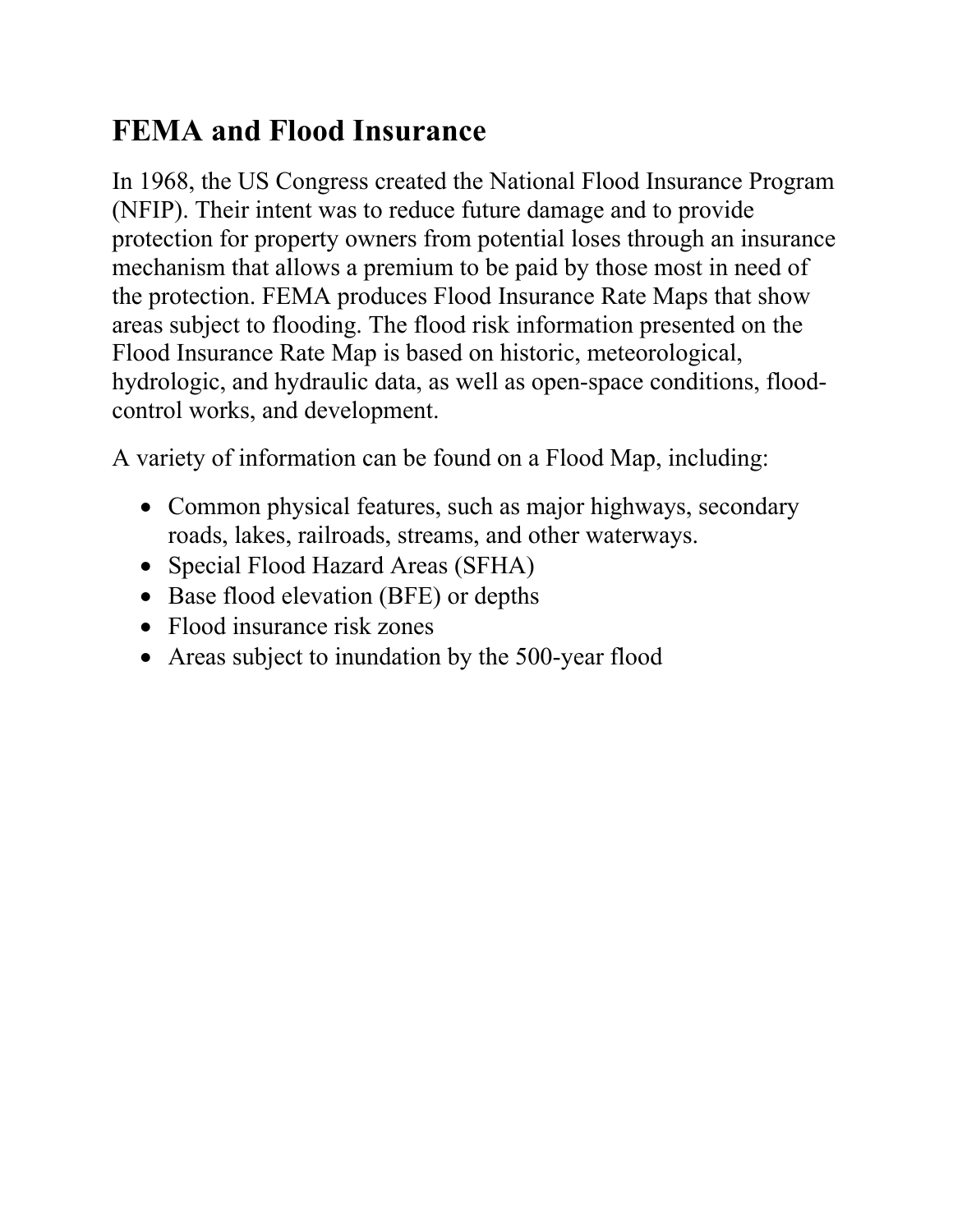## FEMA and Flood Insurance

In 1968, the US Congress created the National Flood Insurance Program (NFIP). Their intent was to reduce future damage and to provide protection for property owners from potential loses through an insurance mechanism that allows a premium to be paid by those most in need of the protection. FEMA produces Flood Insurance Rate Maps that show areas subject to flooding. The flood risk information presented on the Flood Insurance Rate Map is based on historic, meteorological, hydrologic, and hydraulic data, as well as open-space conditions, flood-control works, and development.

A variety of information can be found on a Flood Map, including:

- Common physical features, such as major highways, secondary roads, lakes, railroads, streams, and other waterways.
- Special Flood Hazard Areas (SFHA)
- Base flood elevation (BFE) or depths
- Flood insurance risk zones
- Areas subject to inundation by the 500-year flood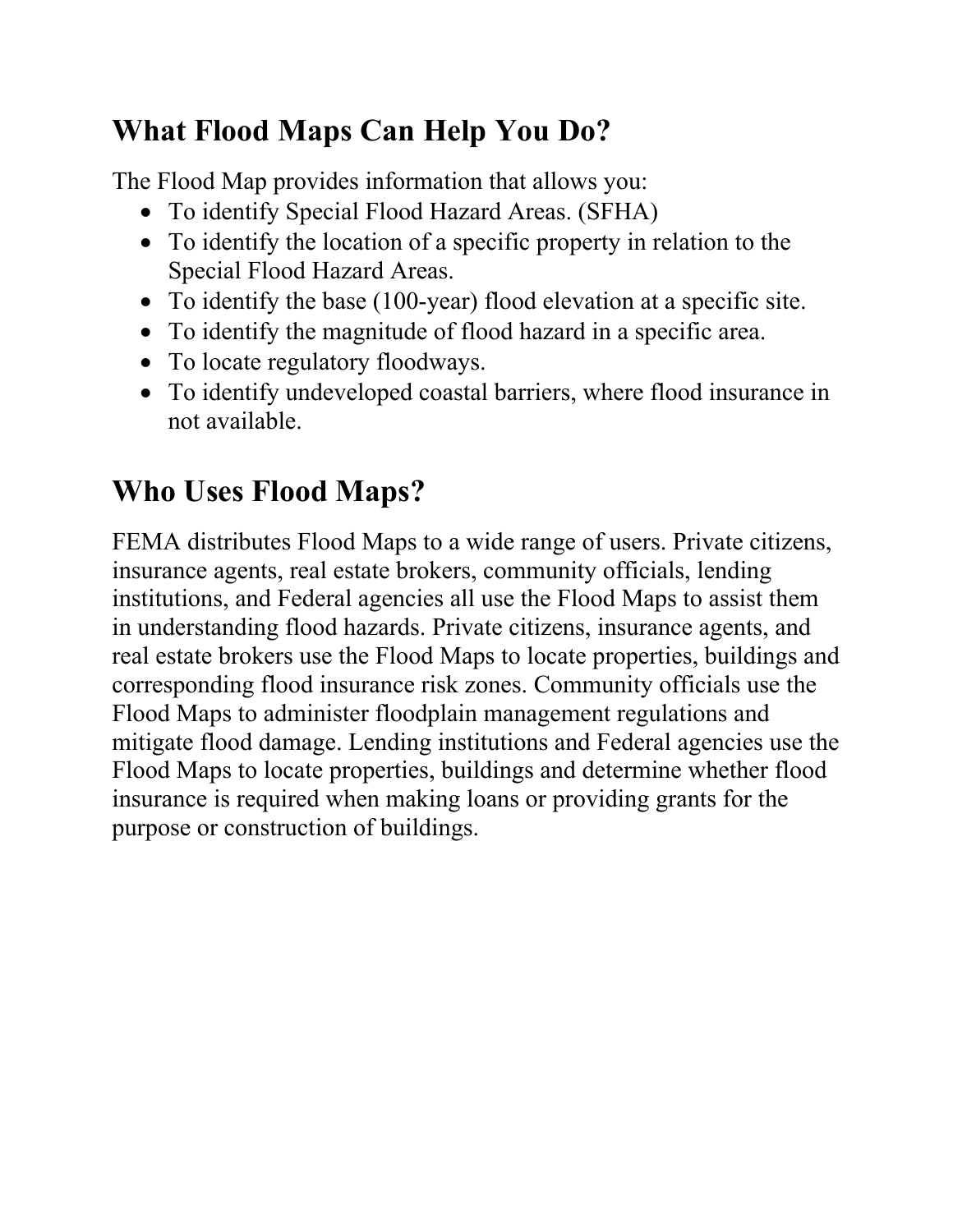## What Flood Maps Can Help You Do?

The Flood Map provides information that allows you:

- To identify Special Flood Hazard Areas. (SFHA)
- To identify the location of a specific property in relation to the Special Flood Hazard Areas.
- To identify the base (100-year) flood elevation at a specific site.
- To identify the magnitude of flood hazard in a specific area.
- To locate regulatory floodways.
- To identify undeveloped coastal barriers, where flood insurance in not available.

## Who Uses Flood Maps?

FEMA distributes Flood Maps to a wide range of users. Private citizens, insurance agents, real estate brokers, community officials, lending institutions, and Federal agencies all use the Flood Maps to assist them in understanding flood hazards. Private citizens, insurance agents, and real estate brokers use the Flood Maps to locate properties, buildings and corresponding flood insurance risk zones. Community officials use the Flood Maps to administer floodplain management regulations and mitigate flood damage. Lending institutions and Federal agencies use the Flood Maps to locate properties, buildings and determine whether flood insurance is required when making loans or providing grants for the purpose or construction of buildings.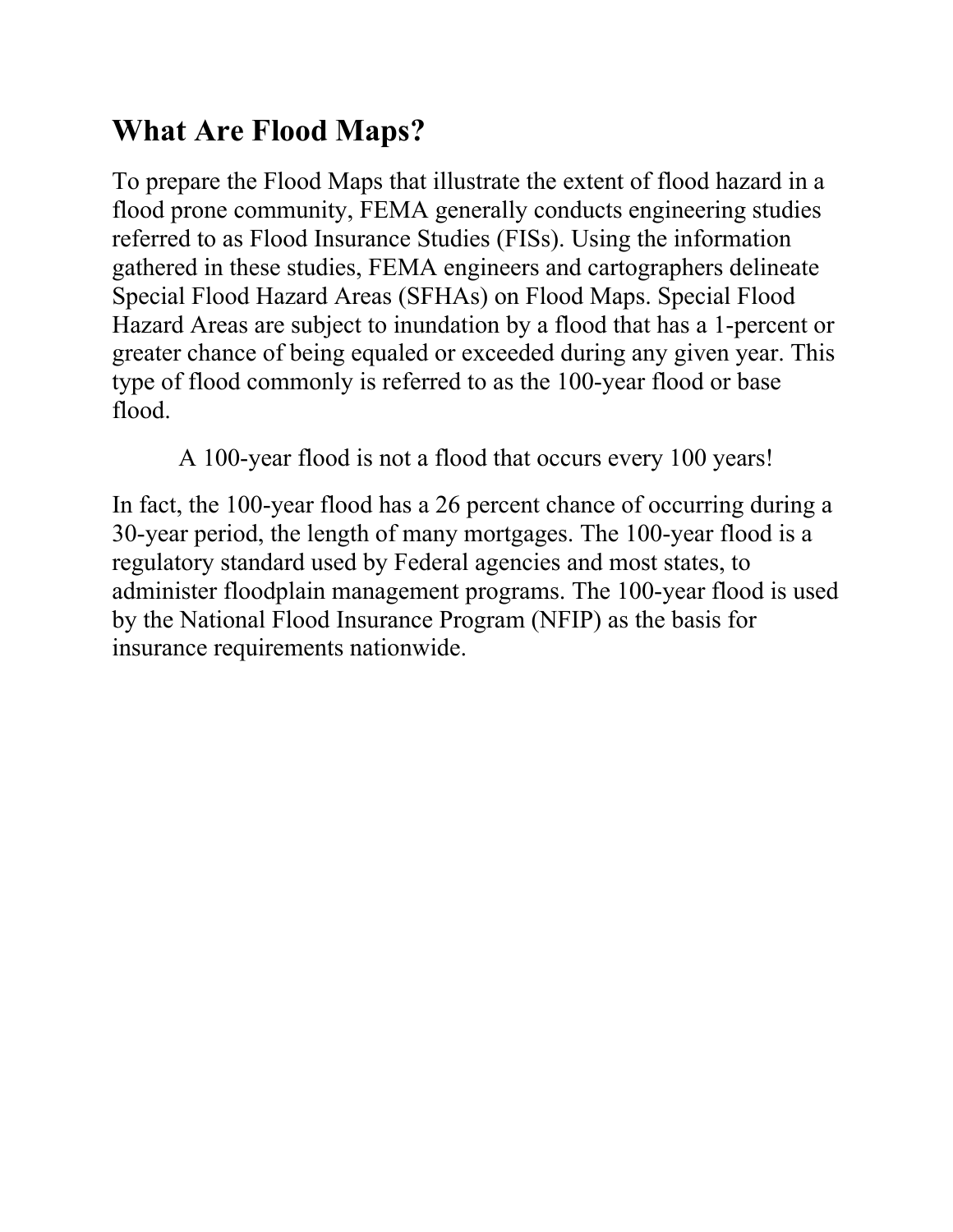## What Are Flood Maps?

To prepare the Flood Maps that illustrate the extent of flood hazard in a flood prone community, FEMA generally conducts engineering studies referred to as Flood Insurance Studies (FISs). Using the information gathered in these studies, FEMA engineers and cartographers delineate Special Flood Hazard Areas (SFHAs) on Flood Maps. Special Flood Hazard Areas are subject to inundation by a flood that has a 1-percent or greater chance of being equaled or exceeded during any given year. This type of flood commonly is referred to as the 100-year flood or base flood.

A 100-year flood is not a flood that occurs every 100 years!

In fact, the 100-year flood has a 26 percent chance of occurring during a 30-year period, the length of many mortgages. The 100-year flood is a regulatory standard used by Federal agencies and most states, to administer floodplain management programs. The 100-year flood is used by the National Flood Insurance Program (NFIP) as the basis for insurance requirements nationwide.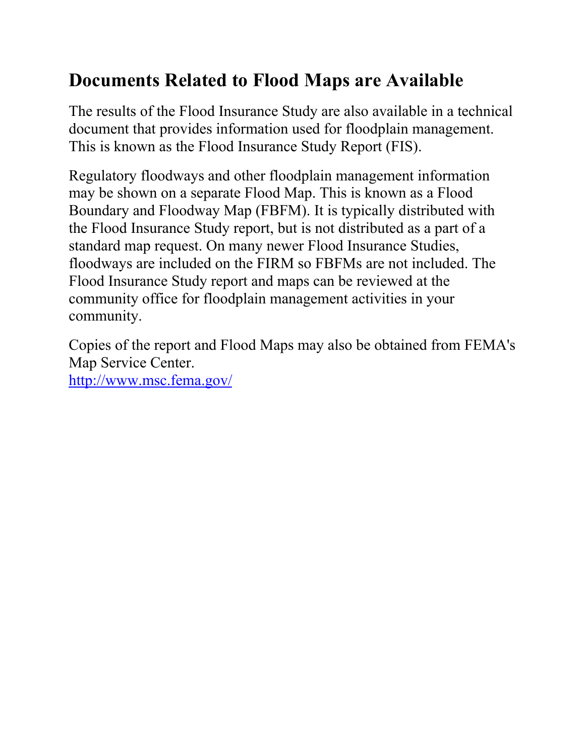## Documents Related to Flood Maps are Available

The results of the Flood Insurance Study are also available in a technical document that provides information used for floodplain management. This is known as the Flood Insurance Study Report (FIS).

Regulatory floodways and other floodplain management information may be shown on a separate Flood Map. This is known as a Flood Boundary and Floodway Map (FBFM). It is typically distributed with the Flood Insurance Study report, but is not distributed as a part of a standard map request. On many newer Flood Insurance Studies, floodways are included on the FIRM so FBFMs are not included. The Flood Insurance Study report and maps can be reviewed at the community office for floodplain management activities in your community.

Copies of the report and Flood Maps may also be obtained from FEMA's Map Service Center.
[http://www.msc.fema.gov/](http://www.msc.fema.gov/)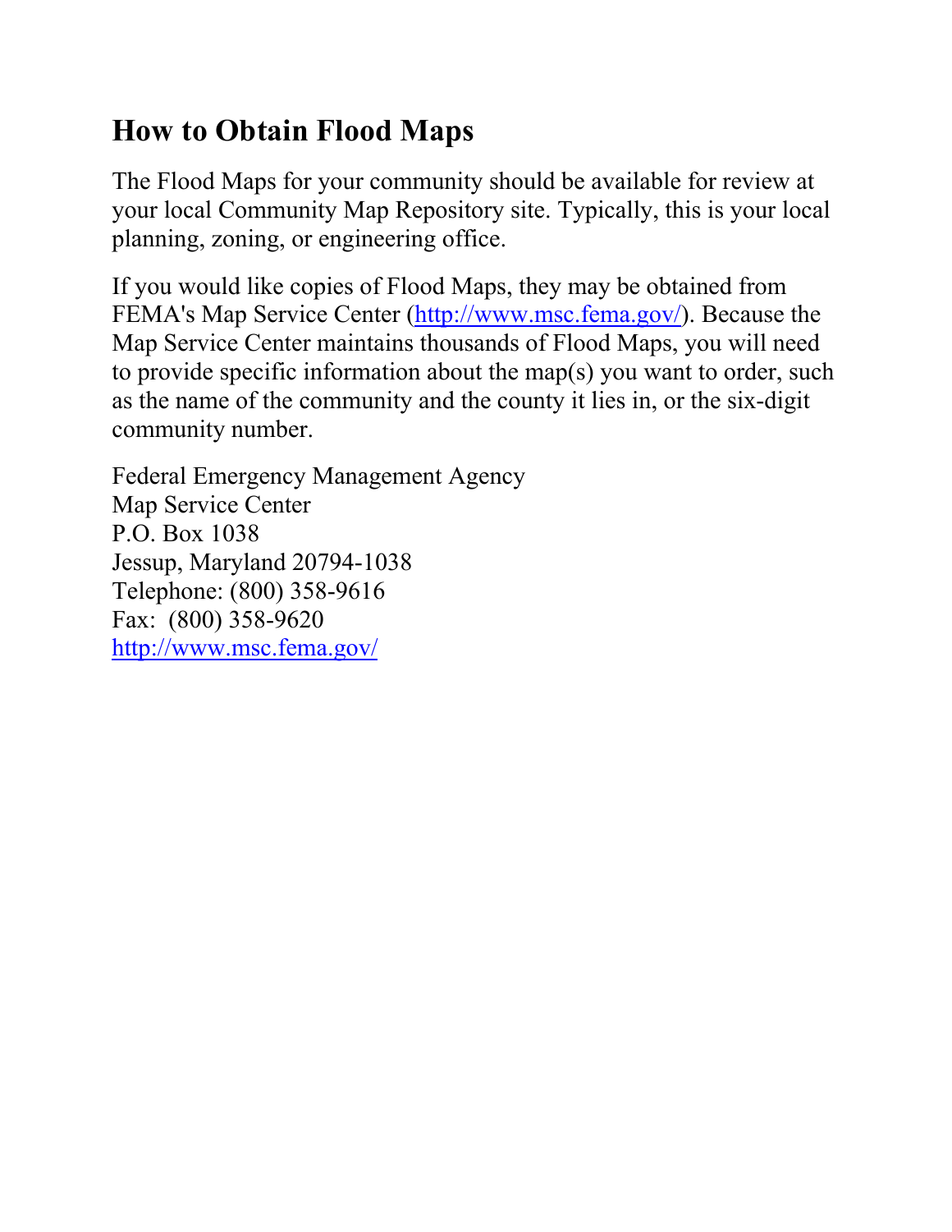## How to Obtain Flood Maps

The Flood Maps for your community should be available for review at your local Community Map Repository site. Typically, this is your local planning, zoning, or engineering office.

If you would like copies of Flood Maps, they may be obtained from FEMA's Map Service Center (http://www.msc.fema.gov/). Because the Map Service Center maintains thousands of Flood Maps, you will need to provide specific information about the map(s) you want to order, such as the name of the community and the county it lies in, or the six-digit community number.

Federal Emergency Management Agency
Map Service Center
P.O. Box 1038
Jessup, Maryland 20794-1038
Telephone: (800) 358-9616
Fax: (800) 358-9620
http://www.msc.fema.gov/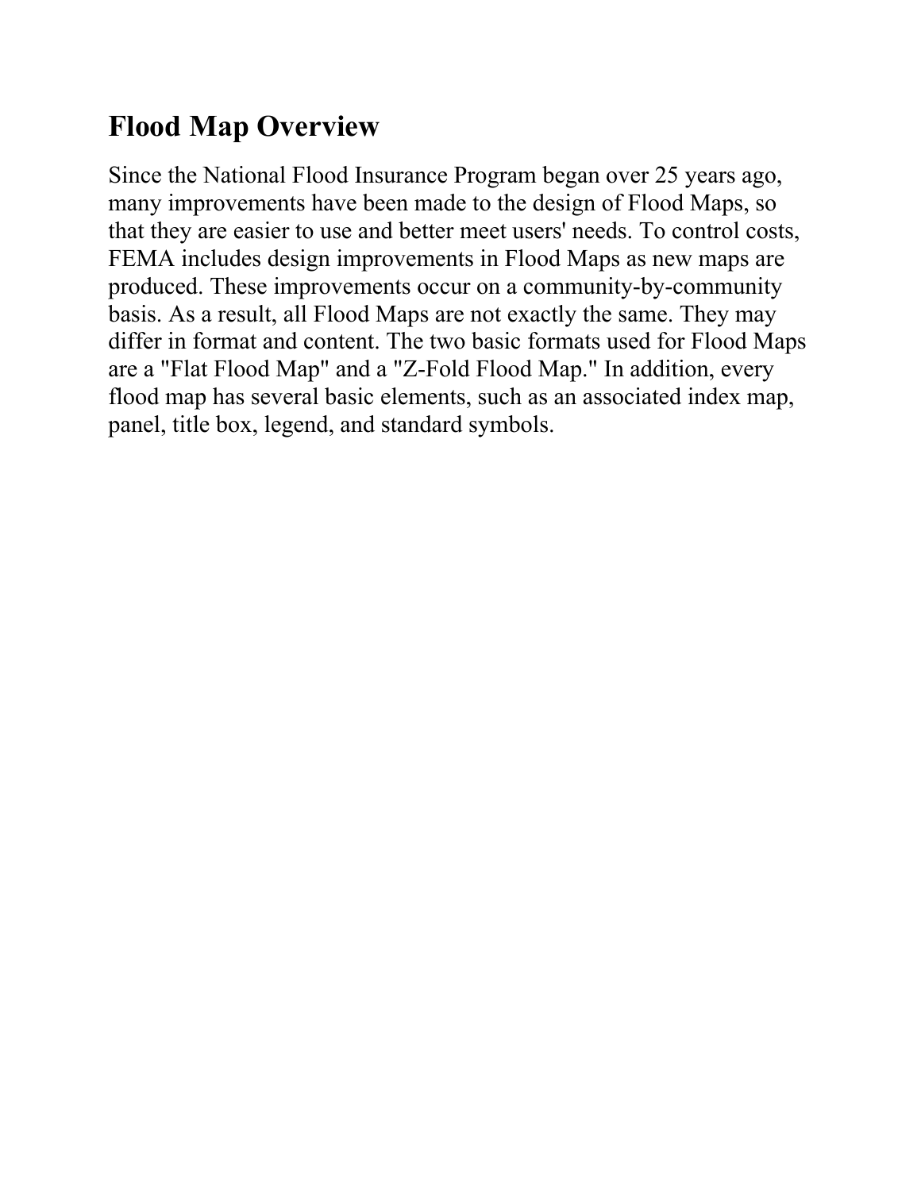## Flood Map Overview

Since the National Flood Insurance Program began over 25 years ago, many improvements have been made to the design of Flood Maps, so that they are easier to use and better meet users' needs. To control costs, FEMA includes design improvements in Flood Maps as new maps are produced. These improvements occur on a community-by-community basis. As a result, all Flood Maps are not exactly the same. They may differ in format and content. The two basic formats used for Flood Maps are a "Flat Flood Map" and a "Z-Fold Flood Map." In addition, every flood map has several basic elements, such as an associated index map, panel, title box, legend, and standard symbols.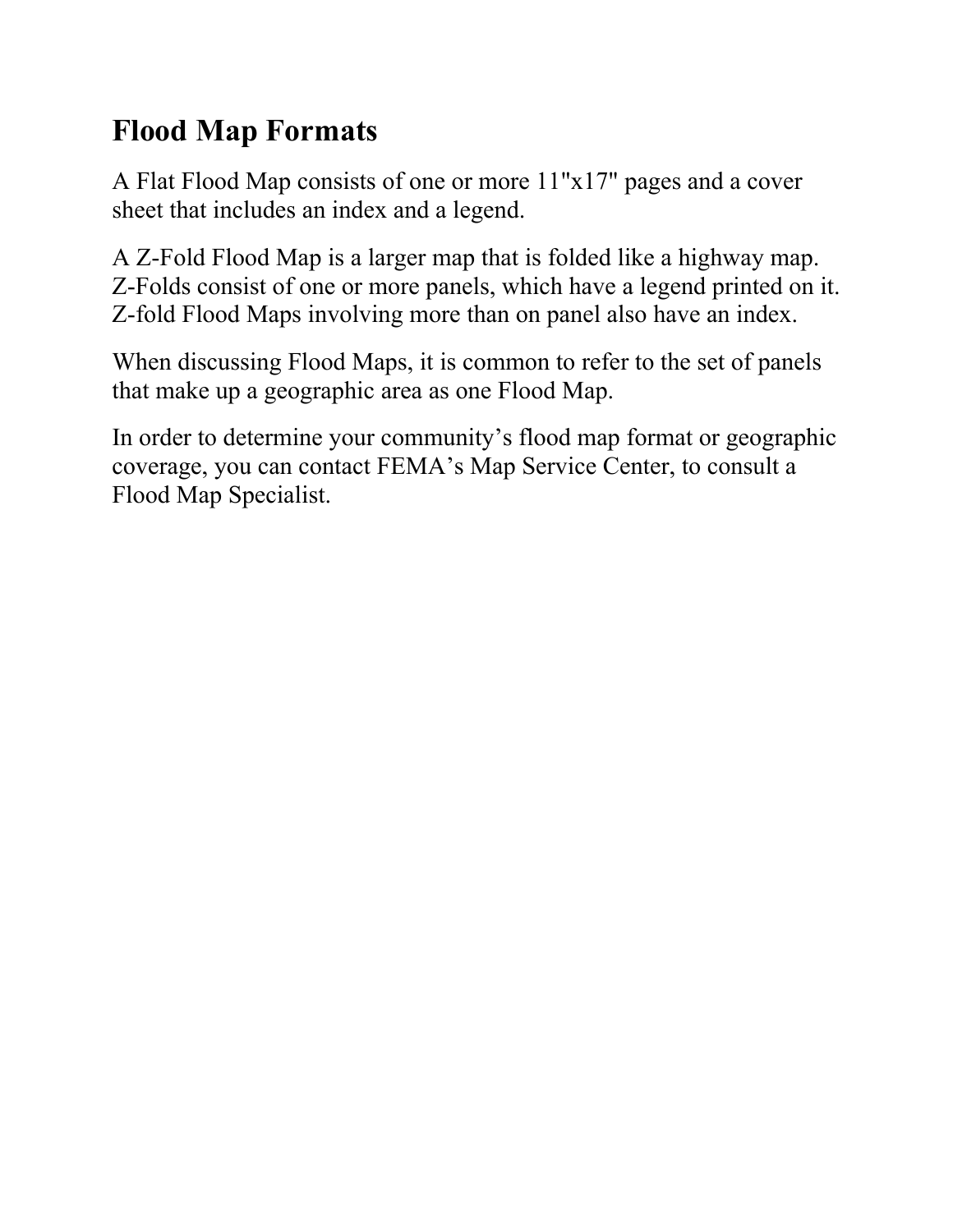## Flood Map Formats

A Flat Flood Map consists of one or more 11"x17" pages and a cover sheet that includes an index and a legend.

A Z-Fold Flood Map is a larger map that is folded like a highway map. Z-Folds consist of one or more panels, which have a legend printed on it. Z-fold Flood Maps involving more than on panel also have an index.

When discussing Flood Maps, it is common to refer to the set of panels that make up a geographic area as one Flood Map.

In order to determine your community's flood map format or geographic coverage, you can contact FEMA's Map Service Center, to consult a Flood Map Specialist.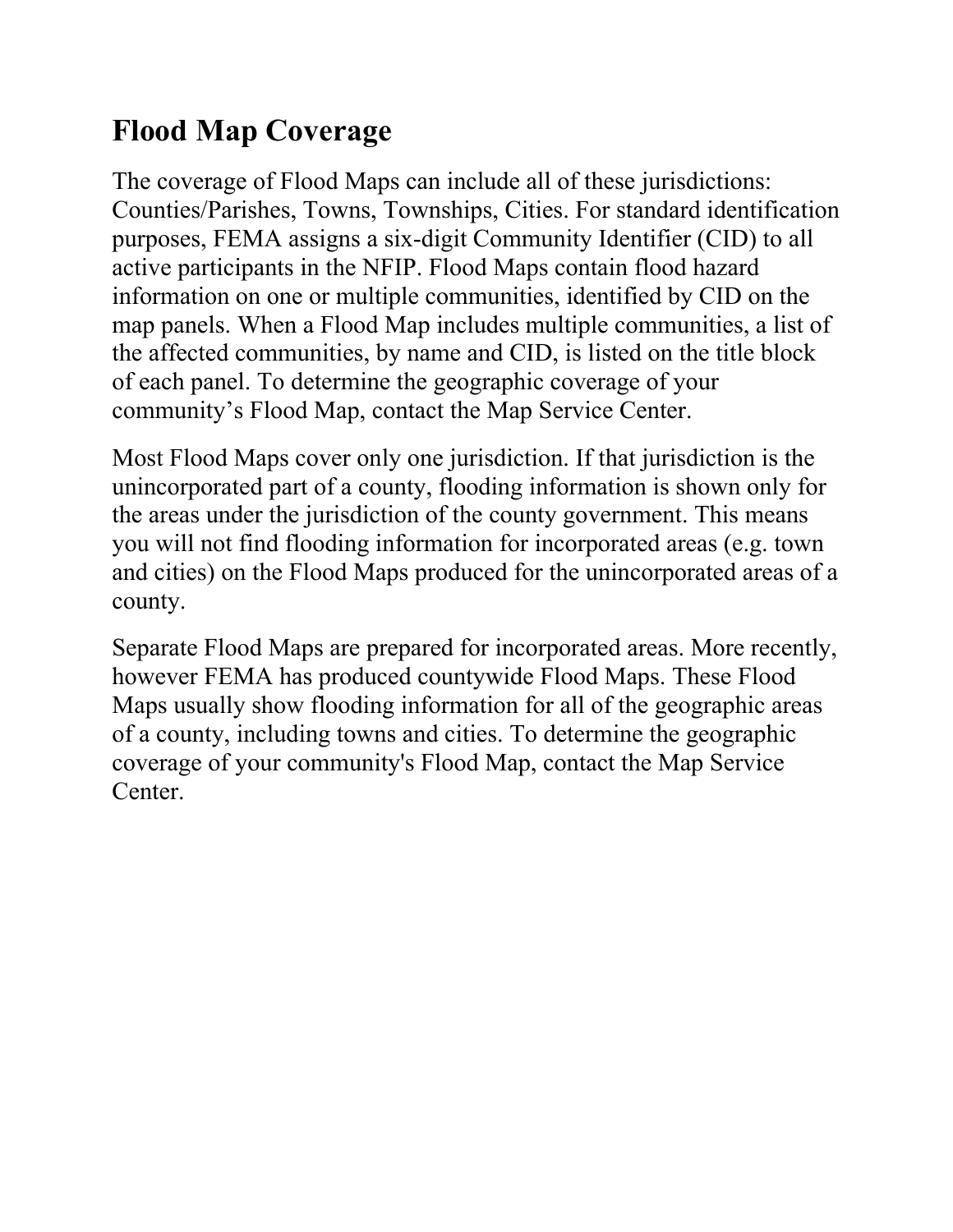## Flood Map Coverage

The coverage of Flood Maps can include all of these jurisdictions: Counties/Parishes, Towns, Townships, Cities. For standard identification purposes, FEMA assigns a six-digit Community Identifier (CID) to all active participants in the NFIP. Flood Maps contain flood hazard information on one or multiple communities, identified by CID on the map panels. When a Flood Map includes multiple communities, a list of the affected communities, by name and CID, is listed on the title block of each panel. To determine the geographic coverage of your community's Flood Map, contact the Map Service Center.

Most Flood Maps cover only one jurisdiction. If that jurisdiction is the unincorporated part of a county, flooding information is shown only for the areas under the jurisdiction of the county government. This means you will not find flooding information for incorporated areas (e.g. town and cities) on the Flood Maps produced for the unincorporated areas of a county.

Separate Flood Maps are prepared for incorporated areas. More recently, however FEMA has produced countywide Flood Maps. These Flood Maps usually show flooding information for all of the geographic areas of a county, including towns and cities. To determine the geographic coverage of your community's Flood Map, contact the Map Service Center.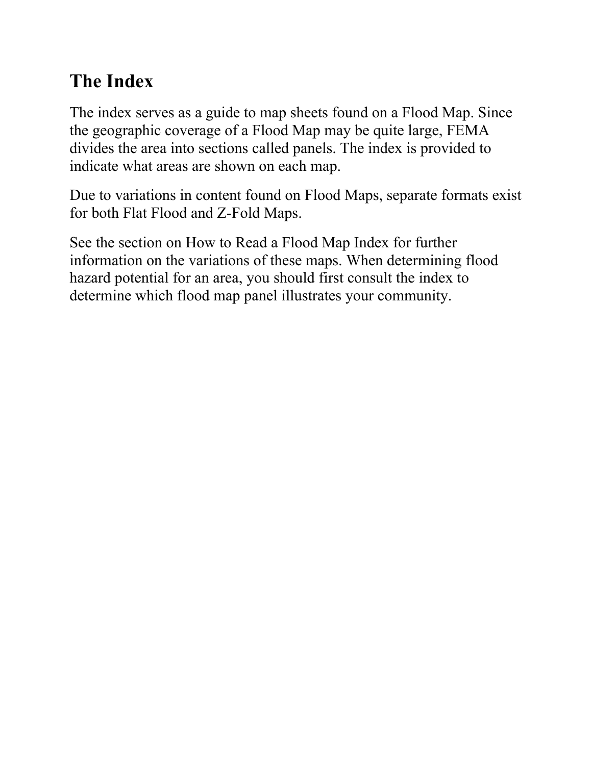## The Index

The index serves as a guide to map sheets found on a Flood Map. Since the geographic coverage of a Flood Map may be quite large, FEMA divides the area into sections called panels. The index is provided to indicate what areas are shown on each map.

Due to variations in content found on Flood Maps, separate formats exist for both Flat Flood and Z-Fold Maps.

See the section on How to Read a Flood Map Index for further information on the variations of these maps. When determining flood hazard potential for an area, you should first consult the index to determine which flood map panel illustrates your community.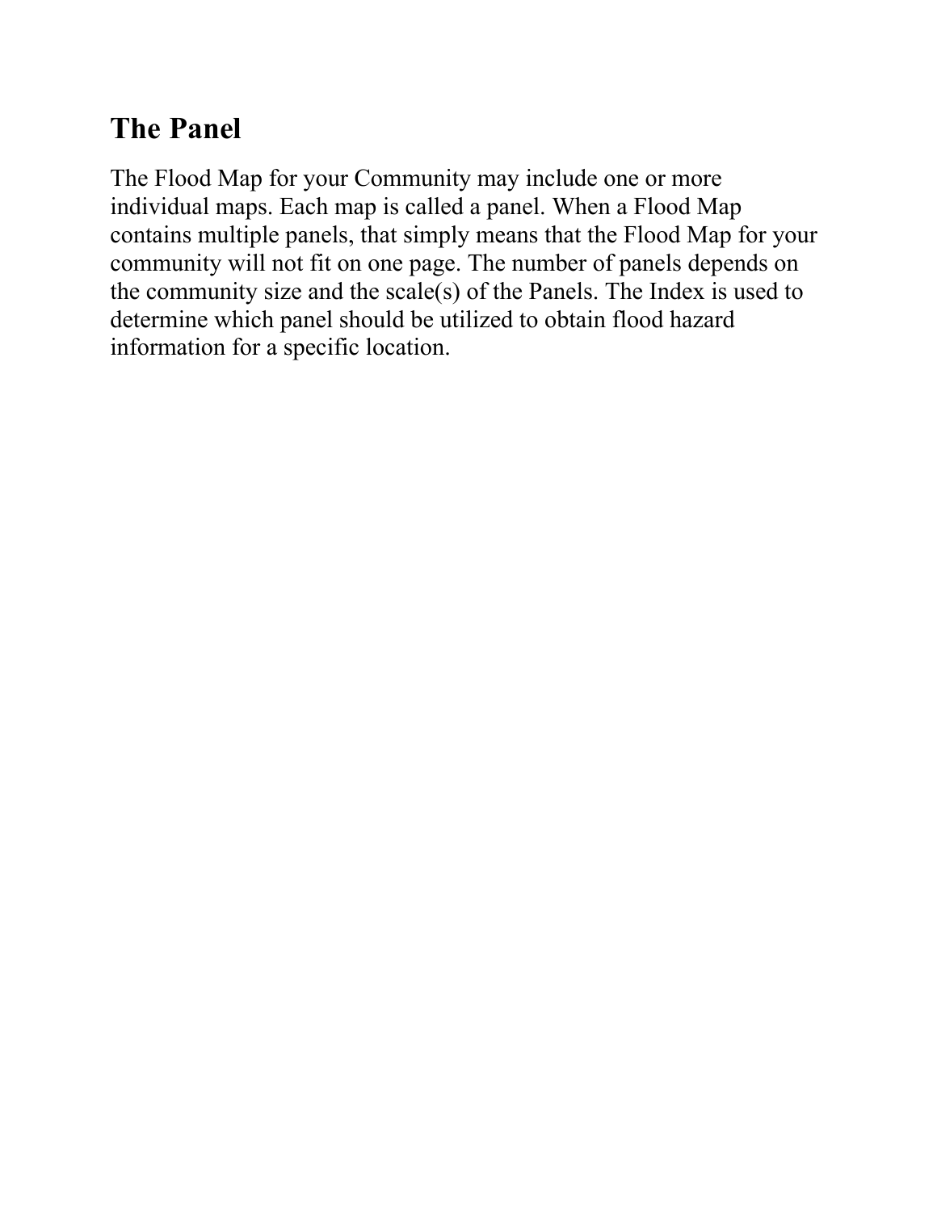## The Panel

The Flood Map for your Community may include one or more individual maps. Each map is called a panel. When a Flood Map contains multiple panels, that simply means that the Flood Map for your community will not fit on one page. The number of panels depends on the community size and the scale(s) of the Panels. The Index is used to determine which panel should be utilized to obtain flood hazard information for a specific location.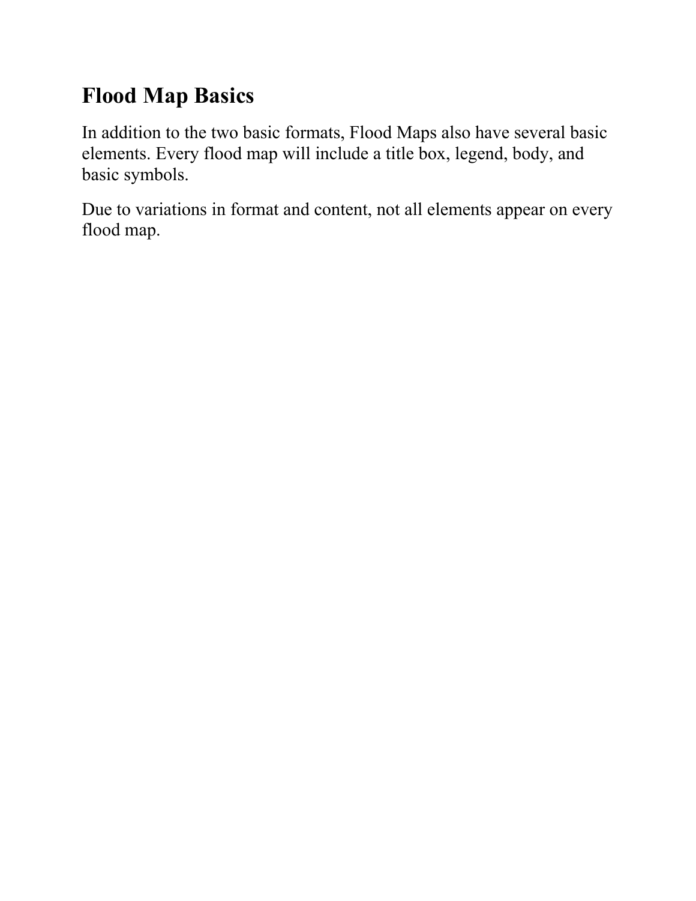## Flood Map Basics

In addition to the two basic formats, Flood Maps also have several basic elements. Every flood map will include a title box, legend, body, and basic symbols.

Due to variations in format and content, not all elements appear on every flood map.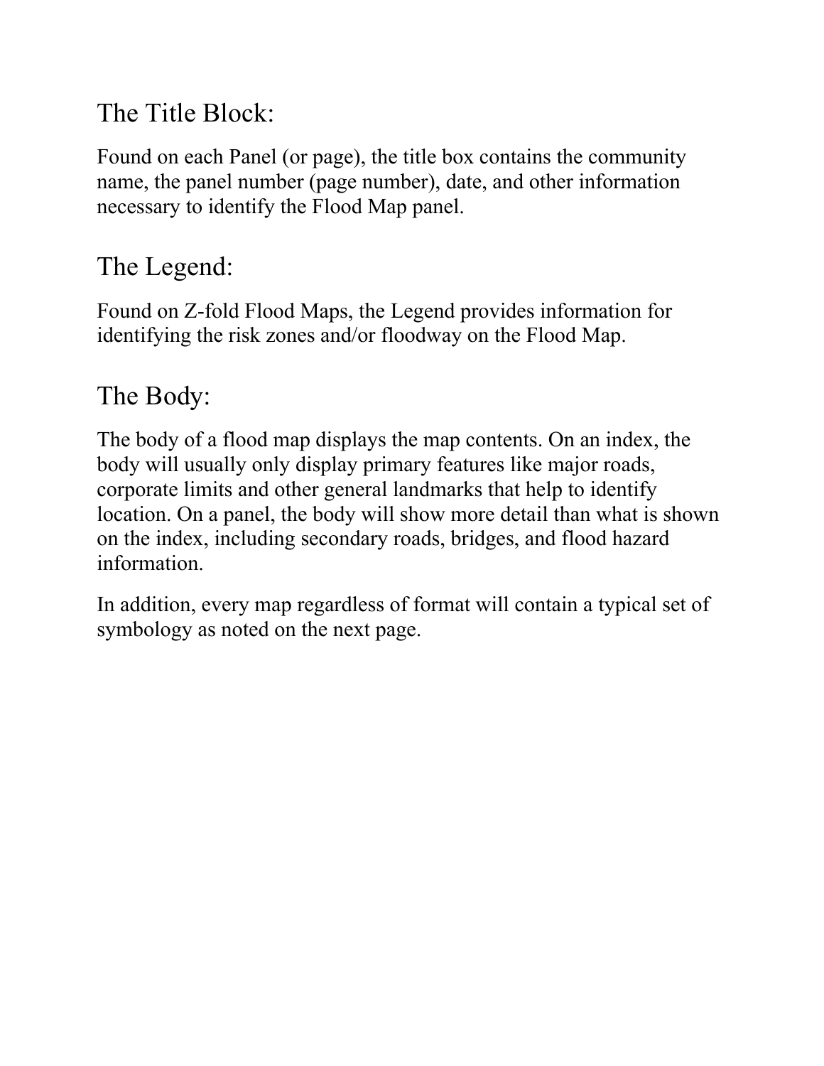## The Title Block:

Found on each Panel (or page), the title box contains the community name, the panel number (page number), date, and other information necessary to identify the Flood Map panel.

## The Legend:

Found on Z-fold Flood Maps, the Legend provides information for identifying the risk zones and/or floodway on the Flood Map.

## The Body:

The body of a flood map displays the map contents. On an index, the body will usually only display primary features like major roads, corporate limits and other general landmarks that help to identify location. On a panel, the body will show more detail than what is shown on the index, including secondary roads, bridges, and flood hazard information.

In addition, every map regardless of format will contain a typical set of symbology as noted on the next page.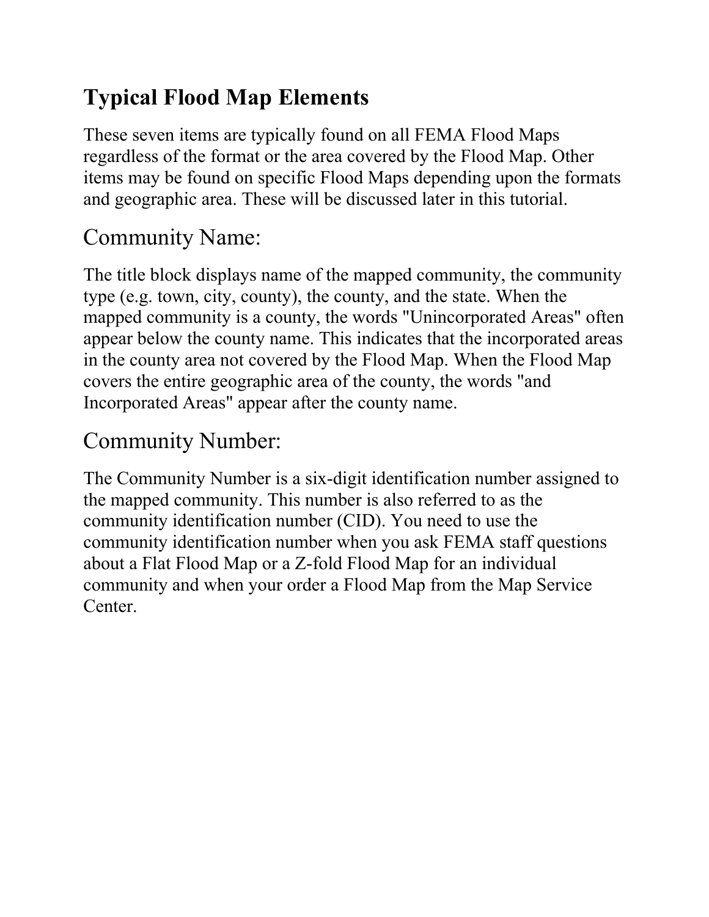## Typical Flood Map Elements

These seven items are typically found on all FEMA Flood Maps regardless of the format or the area covered by the Flood Map. Other items may be found on specific Flood Maps depending upon the formats and geographic area. These will be discussed later in this tutorial.

### Community Name:

The title block displays name of the mapped community, the community type (e.g. town, city, county), the county, and the state. When the mapped community is a county, the words "Unincorporated Areas" often appear below the county name. This indicates that the incorporated areas in the county area not covered by the Flood Map. When the Flood Map covers the entire geographic area of the county, the words "and Incorporated Areas" appear after the county name.

### Community Number:

The Community Number is a six-digit identification number assigned to the mapped community. This number is also referred to as the community identification number (CID). You need to use the community identification number when you ask FEMA staff questions about a Flat Flood Map or a Z-fold Flood Map for an individual community and when your order a Flood Map from the Map Service Center.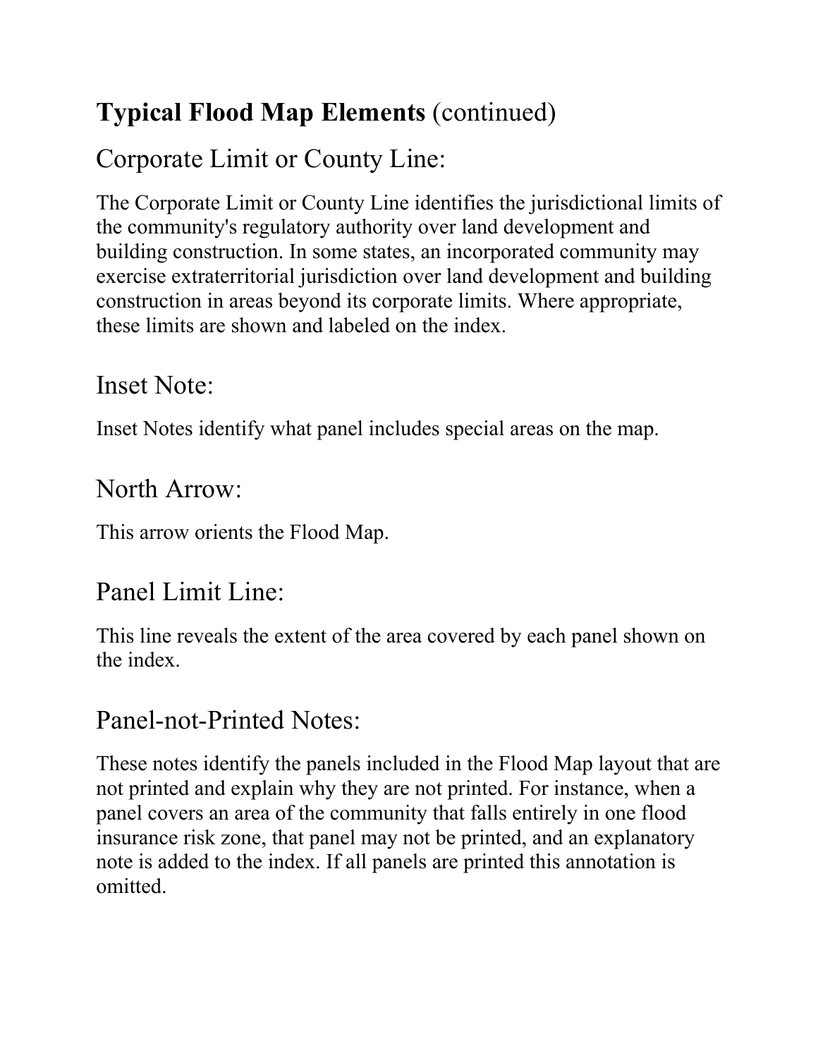## **Typical Flood Map Elements** (continued)

### Corporate Limit or County Line:

The Corporate Limit or County Line identifies the jurisdictional limits of the community's regulatory authority over land development and building construction. In some states, an incorporated community may exercise extraterritorial jurisdiction over land development and building construction in areas beyond its corporate limits. Where appropriate, these limits are shown and labeled on the index.

### Inset Note:

Inset Notes identify what panel includes special areas on the map.

### North Arrow:

This arrow orients the Flood Map.

### Panel Limit Line:

This line reveals the extent of the area covered by each panel shown on the index.

### Panel-not-Printed Notes:

These notes identify the panels included in the Flood Map layout that are not printed and explain why they are not printed. For instance, when a panel covers an area of the community that falls entirely in one flood insurance risk zone, that panel may not be printed, and an explanatory note is added to the index. If all panels are printed this annotation is omitted.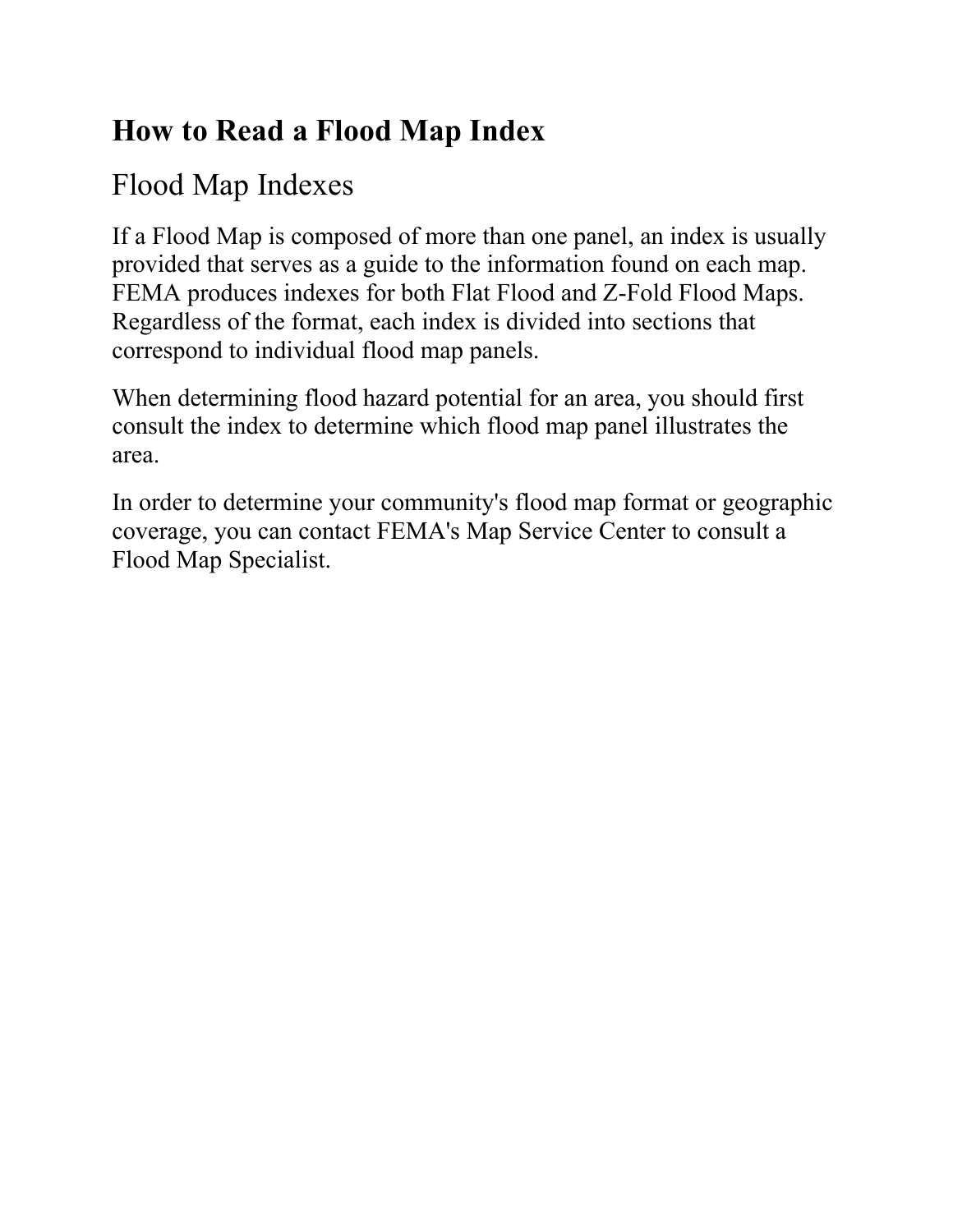## How to Read a Flood Map Index

### Flood Map Indexes

If a Flood Map is composed of more than one panel, an index is usually provided that serves as a guide to the information found on each map. FEMA produces indexes for both Flat Flood and Z-Fold Flood Maps. Regardless of the format, each index is divided into sections that correspond to individual flood map panels.

When determining flood hazard potential for an area, you should first consult the index to determine which flood map panel illustrates the area.

In order to determine your community's flood map format or geographic coverage, you can contact FEMA's Map Service Center to consult a Flood Map Specialist.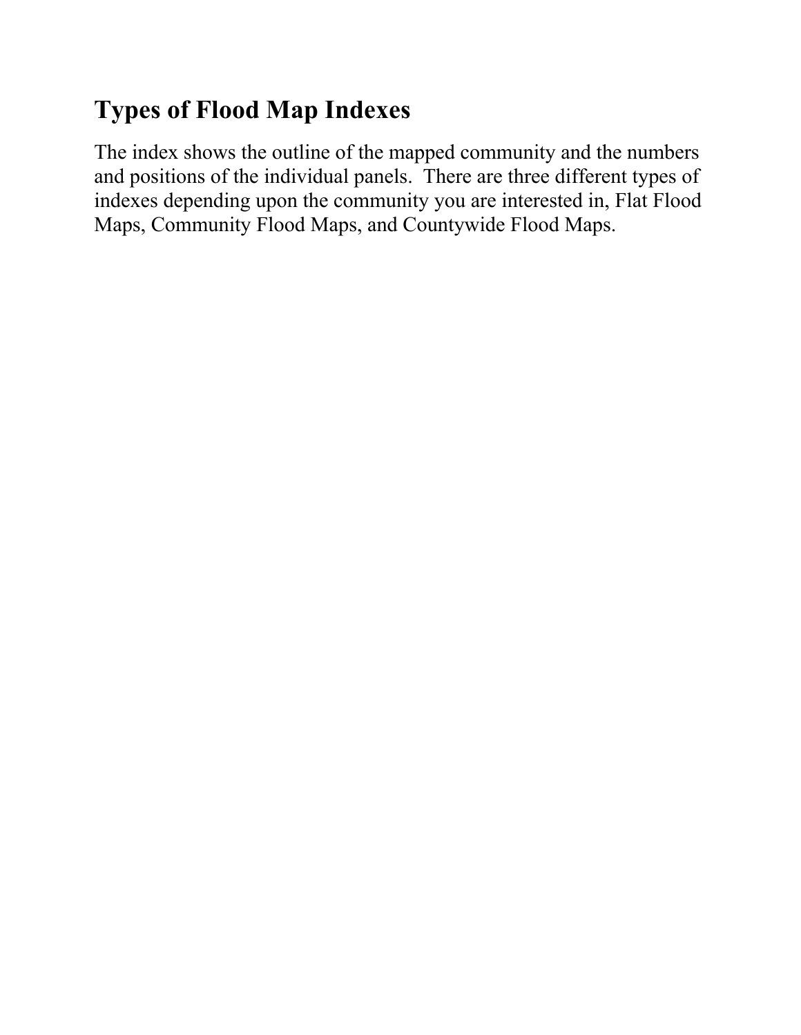## Types of Flood Map Indexes

The index shows the outline of the mapped community and the numbers and positions of the individual panels. There are three different types of indexes depending upon the community you are interested in, Flat Flood Maps, Community Flood Maps, and Countywide Flood Maps.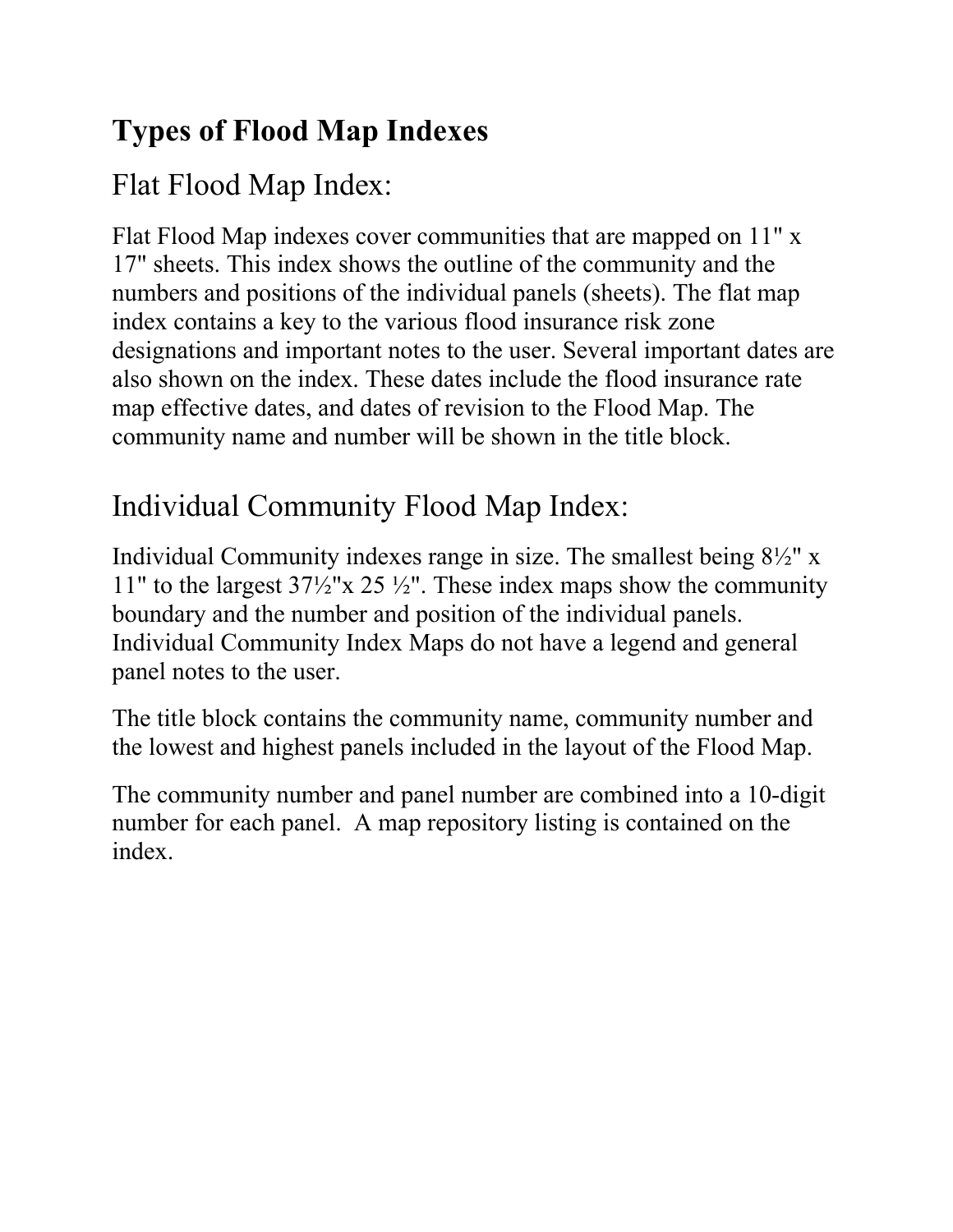## Types of Flood Map Indexes

### Flat Flood Map Index:

Flat Flood Map indexes cover communities that are mapped on 11" x 17" sheets. This index shows the outline of the community and the numbers and positions of the individual panels (sheets). The flat map index contains a key to the various flood insurance risk zone designations and important notes to the user. Several important dates are also shown on the index. These dates include the flood insurance rate map effective dates, and dates of revision to the Flood Map. The community name and number will be shown in the title block.

### Individual Community Flood Map Index:

Individual Community indexes range in size. The smallest being 8½" x 11" to the largest 37½"x 25 ½". These index maps show the community boundary and the number and position of the individual panels. Individual Community Index Maps do not have a legend and general panel notes to the user.

The title block contains the community name, community number and the lowest and highest panels included in the layout of the Flood Map.

The community number and panel number are combined into a 10-digit number for each panel. A map repository listing is contained on the index.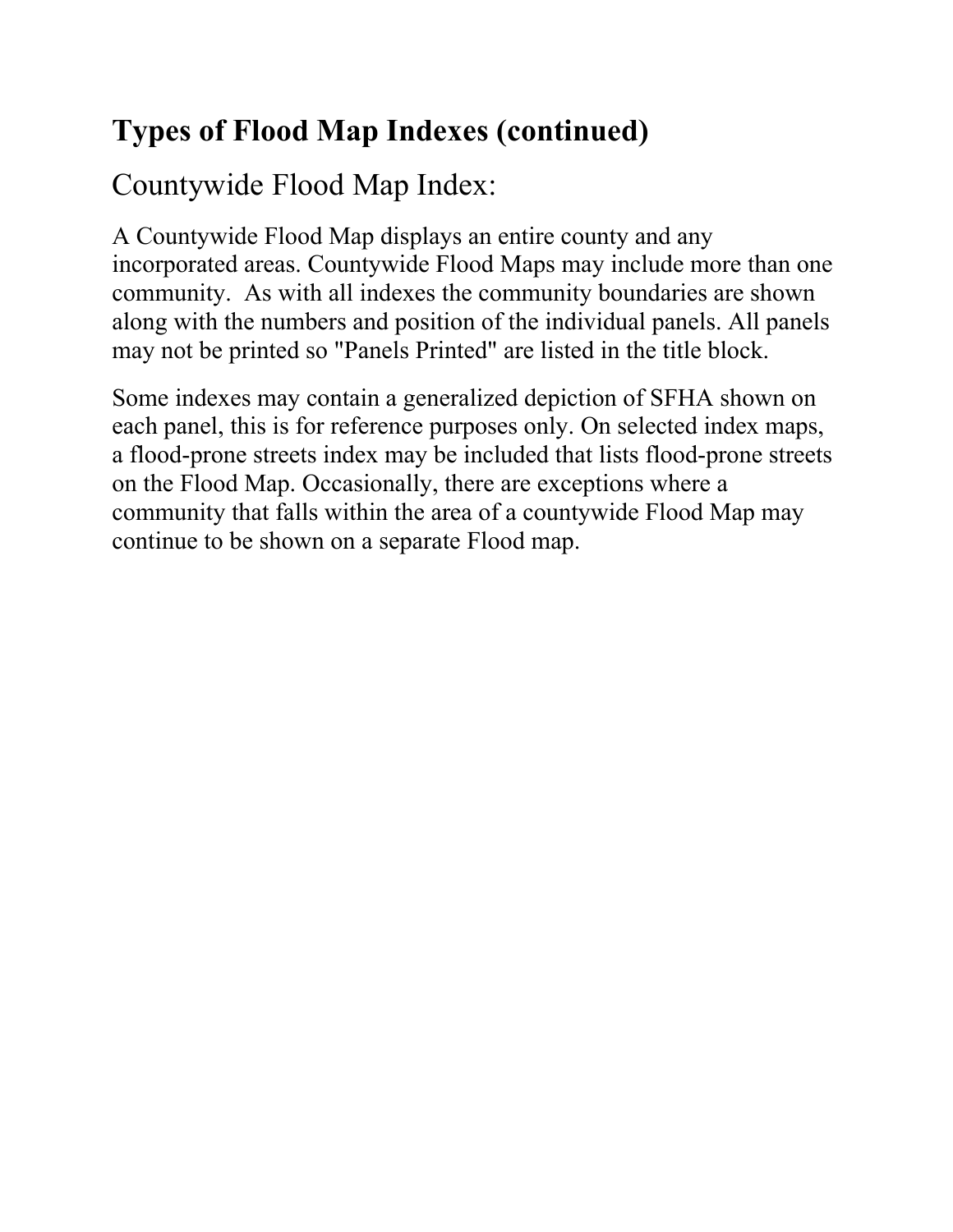## Types of Flood Map Indexes (continued)

### Countywide Flood Map Index:

A Countywide Flood Map displays an entire county and any incorporated areas. Countywide Flood Maps may include more than one community. As with all indexes the community boundaries are shown along with the numbers and position of the individual panels. All panels may not be printed so "Panels Printed" are listed in the title block.

Some indexes may contain a generalized depiction of SFHA shown on each panel, this is for reference purposes only. On selected index maps, a flood-prone streets index may be included that lists flood-prone streets on the Flood Map. Occasionally, there are exceptions where a community that falls within the area of a countywide Flood Map may continue to be shown on a separate Flood map.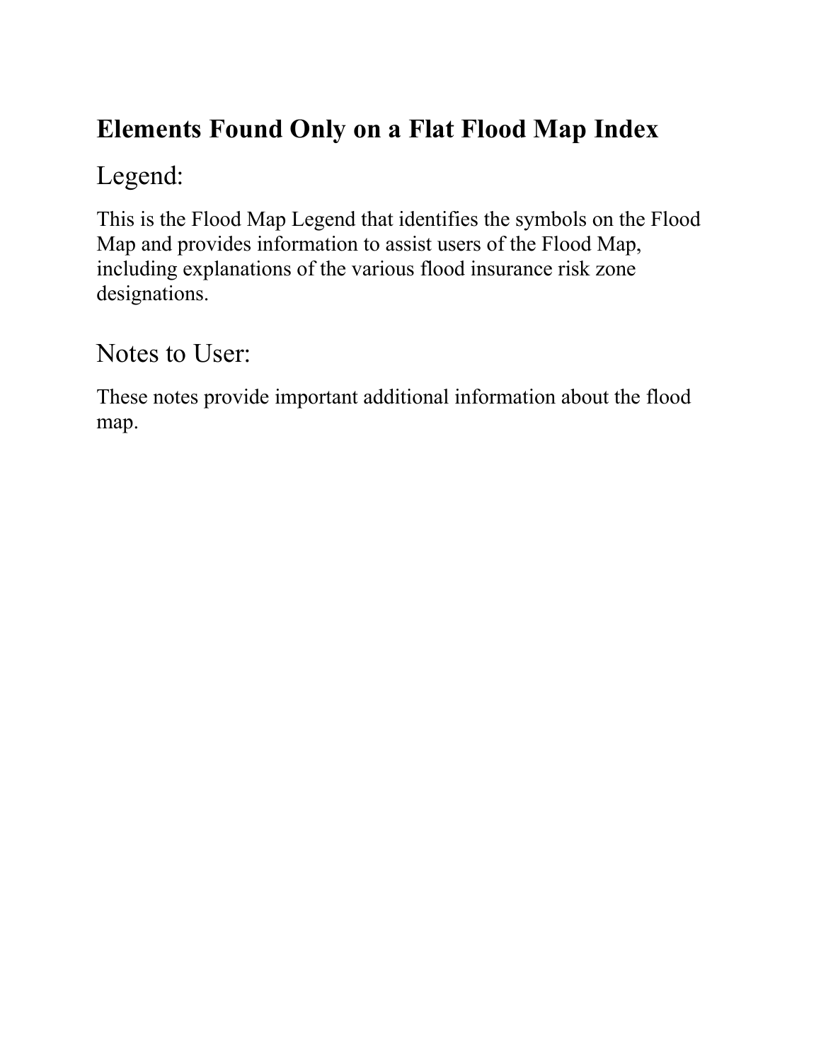## Elements Found Only on a Flat Flood Map Index

### Legend:

This is the Flood Map Legend that identifies the symbols on the Flood Map and provides information to assist users of the Flood Map, including explanations of the various flood insurance risk zone designations.

### Notes to User:

These notes provide important additional information about the flood map.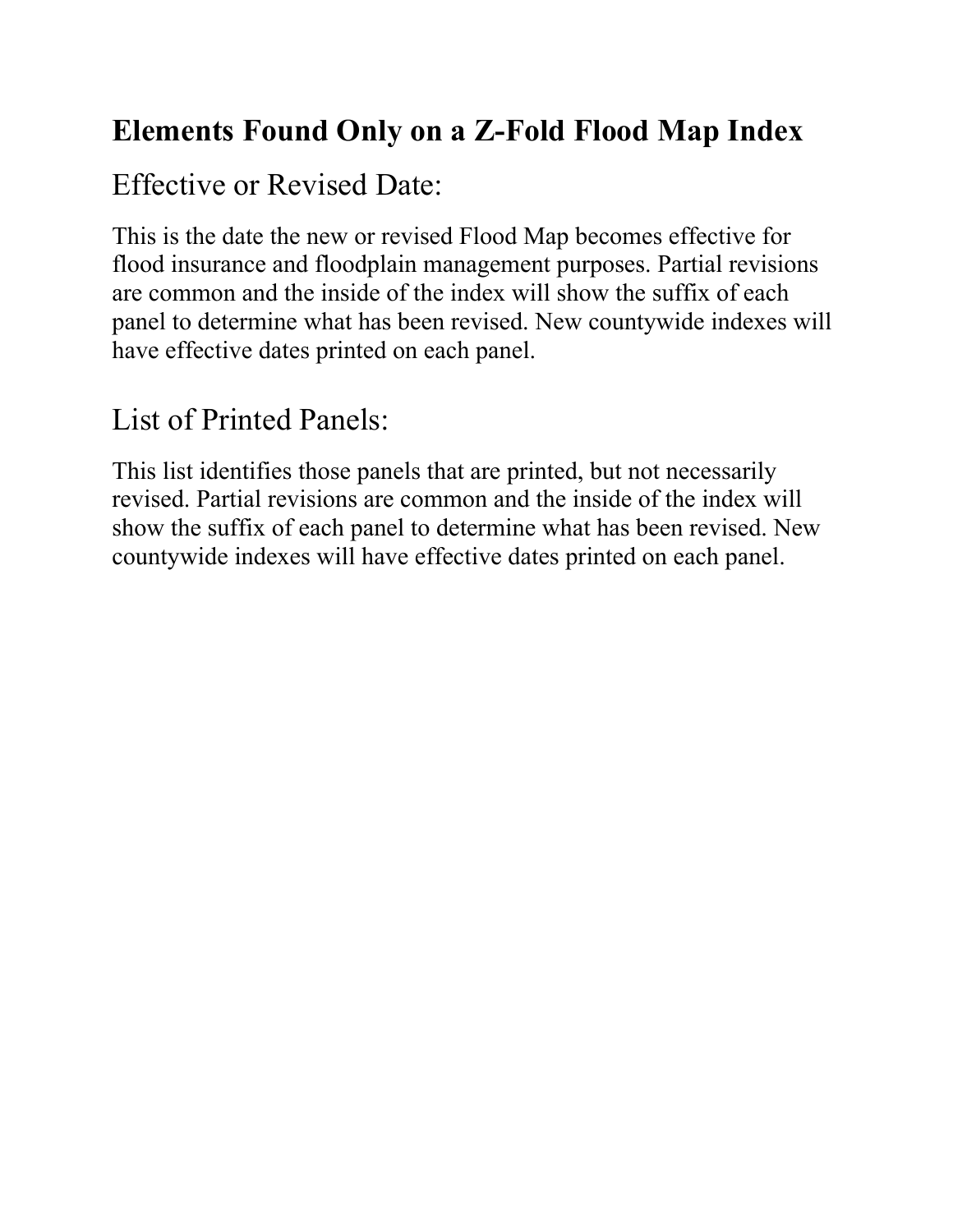## Elements Found Only on a Z-Fold Flood Map Index

### Effective or Revised Date:

This is the date the new or revised Flood Map becomes effective for flood insurance and floodplain management purposes. Partial revisions are common and the inside of the index will show the suffix of each panel to determine what has been revised. New countywide indexes will have effective dates printed on each panel.

### List of Printed Panels:

This list identifies those panels that are printed, but not necessarily revised. Partial revisions are common and the inside of the index will show the suffix of each panel to determine what has been revised. New countywide indexes will have effective dates printed on each panel.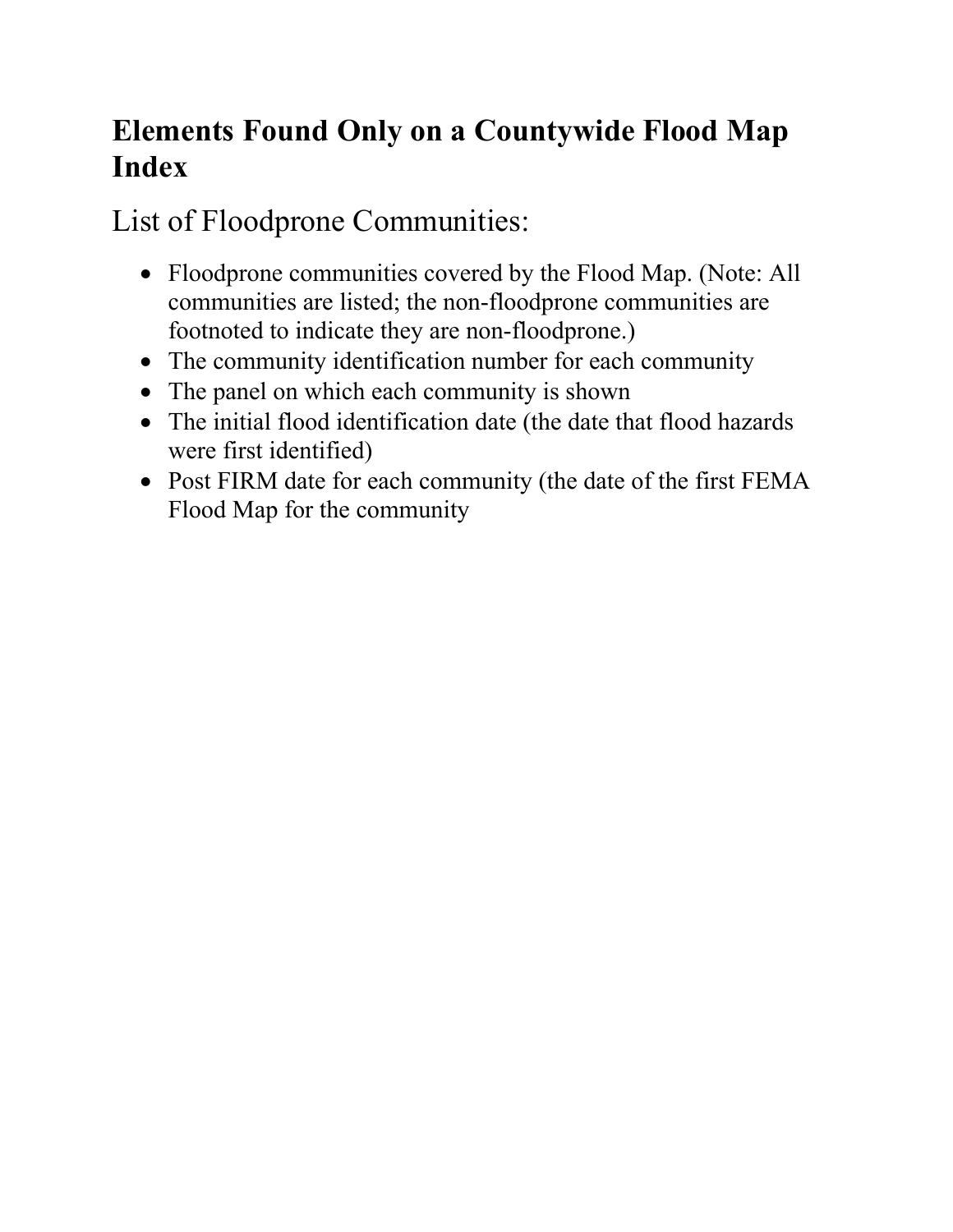## Elements Found Only on a Countywide Flood Map Index

### List of Floodprone Communities:

- Floodprone communities covered by the Flood Map. (Note: All communities are listed; the non-floodprone communities are footnoted to indicate they are non-floodprone.)
- The community identification number for each community
- The panel on which each community is shown
- The initial flood identification date (the date that flood hazards were first identified)
- Post FIRM date for each community (the date of the first FEMA Flood Map for the community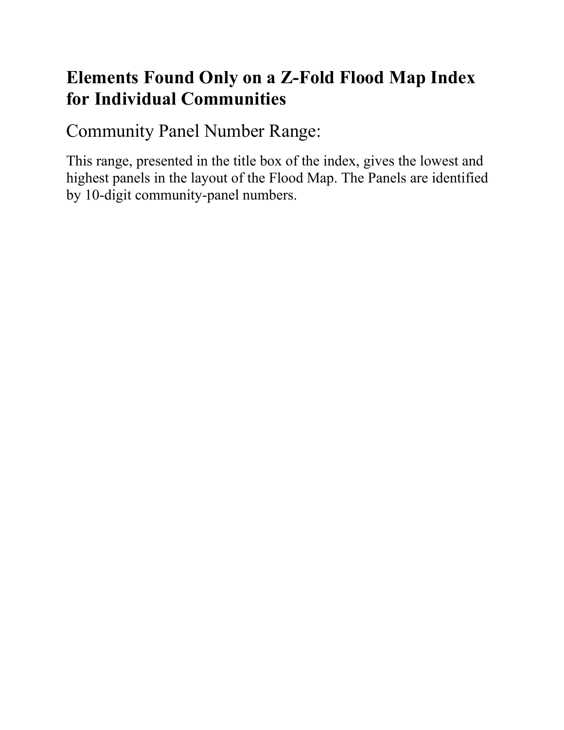## Elements Found Only on a Z-Fold Flood Map Index for Individual Communities

### Community Panel Number Range:

This range, presented in the title box of the index, gives the lowest and highest panels in the layout of the Flood Map. The Panels are identified by 10-digit community-panel numbers.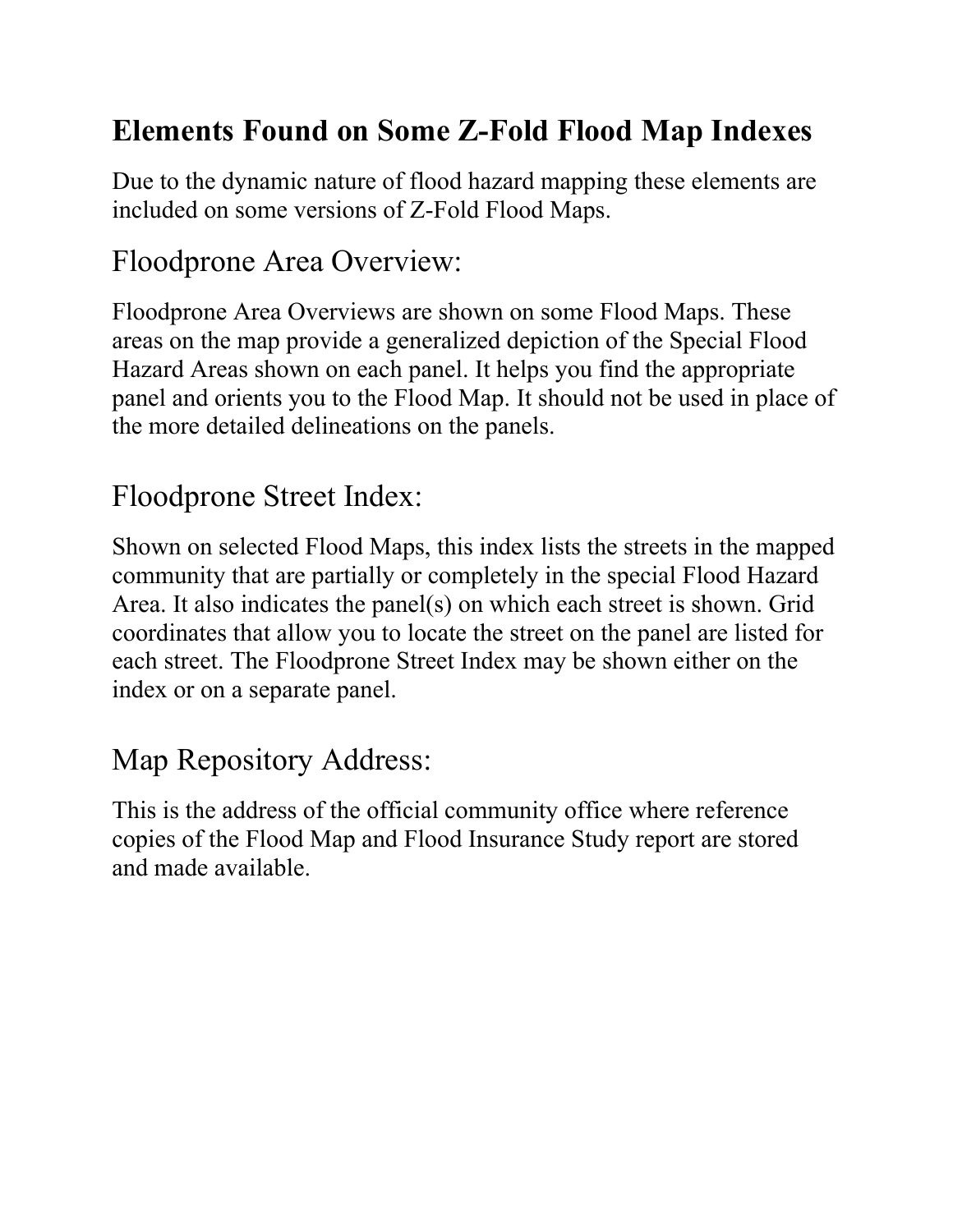## Elements Found on Some Z-Fold Flood Map Indexes

Due to the dynamic nature of flood hazard mapping these elements are included on some versions of Z-Fold Flood Maps.

### Floodprone Area Overview:

Floodprone Area Overviews are shown on some Flood Maps. These areas on the map provide a generalized depiction of the Special Flood Hazard Areas shown on each panel. It helps you find the appropriate panel and orients you to the Flood Map. It should not be used in place of the more detailed delineations on the panels.

### Floodprone Street Index:

Shown on selected Flood Maps, this index lists the streets in the mapped community that are partially or completely in the special Flood Hazard Area. It also indicates the panel(s) on which each street is shown. Grid coordinates that allow you to locate the street on the panel are listed for each street. The Floodprone Street Index may be shown either on the index or on a separate panel.

### Map Repository Address:

This is the address of the official community office where reference copies of the Flood Map and Flood Insurance Study report are stored and made available.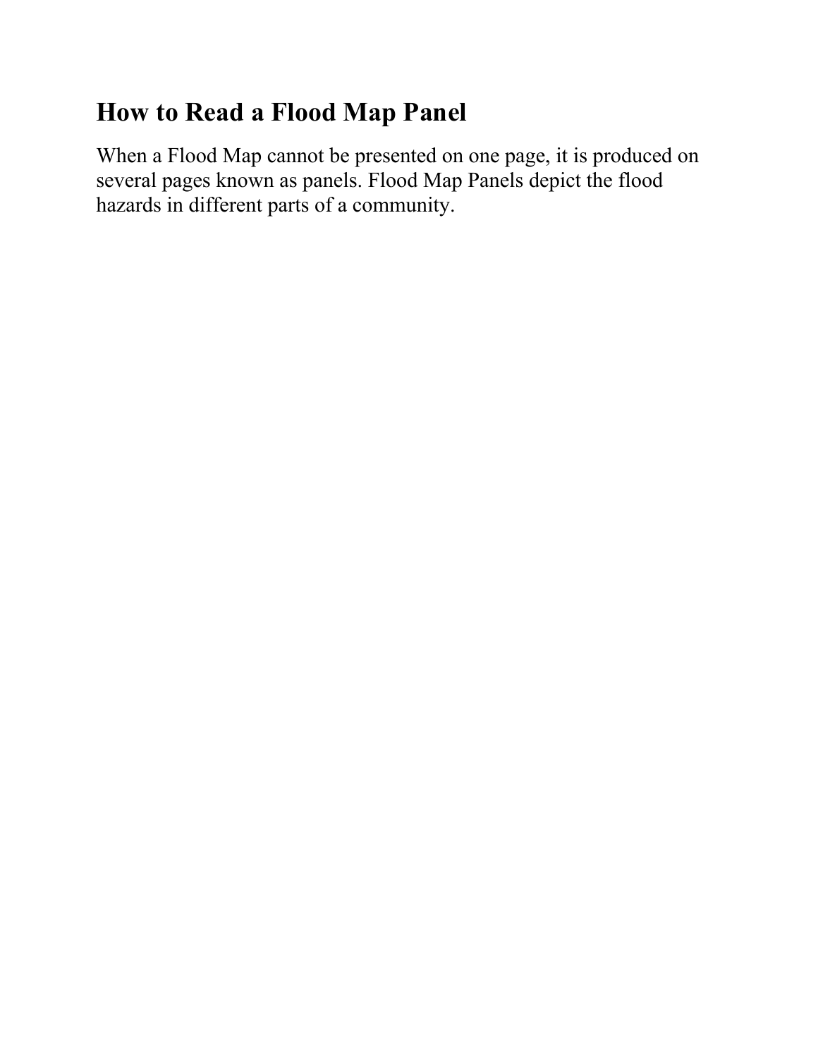## How to Read a Flood Map Panel

When a Flood Map cannot be presented on one page, it is produced on several pages known as panels. Flood Map Panels depict the flood hazards in different parts of a community.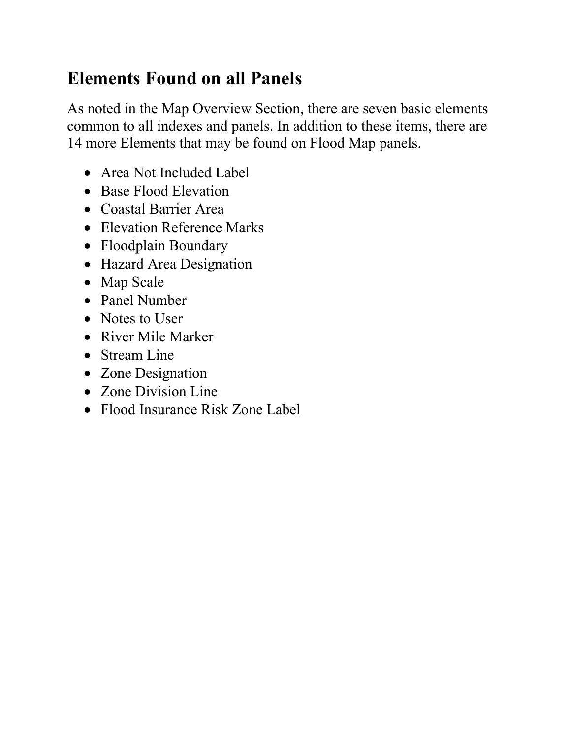## Elements Found on all Panels

As noted in the Map Overview Section, there are seven basic elements common to all indexes and panels. In addition to these items, there are 14 more Elements that may be found on Flood Map panels.

- Area Not Included Label
- Base Flood Elevation
- Coastal Barrier Area
- Elevation Reference Marks
- Floodplain Boundary
- Hazard Area Designation
- Map Scale
- Panel Number
- Notes to User
- River Mile Marker
- Stream Line
- Zone Designation
- Zone Division Line
- Flood Insurance Risk Zone Label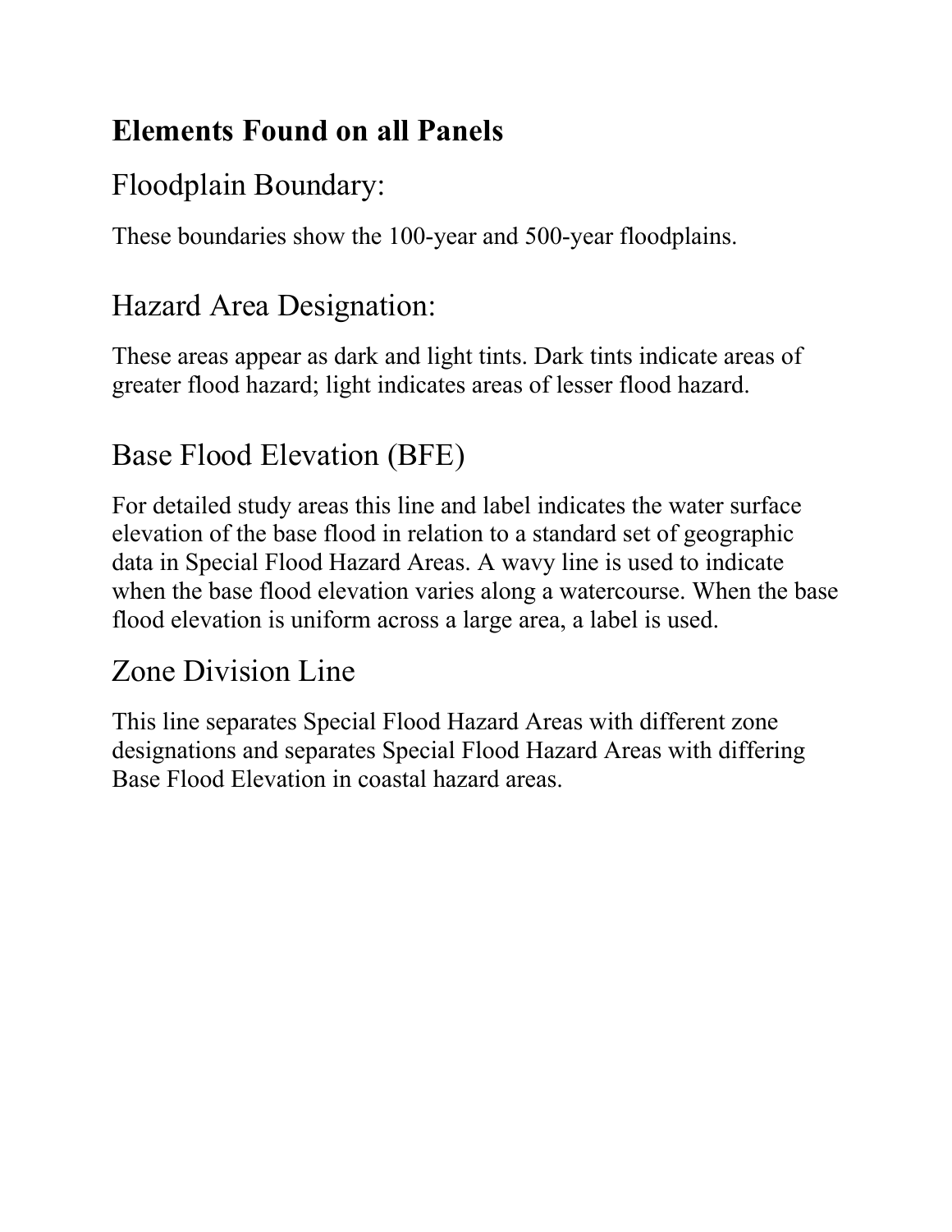## Elements Found on all Panels

### Floodplain Boundary:

These boundaries show the 100-year and 500-year floodplains.

### Hazard Area Designation:

These areas appear as dark and light tints. Dark tints indicate areas of greater flood hazard; light indicates areas of lesser flood hazard.

### Base Flood Elevation (BFE)

For detailed study areas this line and label indicates the water surface elevation of the base flood in relation to a standard set of geographic data in Special Flood Hazard Areas. A wavy line is used to indicate when the base flood elevation varies along a watercourse. When the base flood elevation is uniform across a large area, a label is used.

### Zone Division Line

This line separates Special Flood Hazard Areas with different zone designations and separates Special Flood Hazard Areas with differing Base Flood Elevation in coastal hazard areas.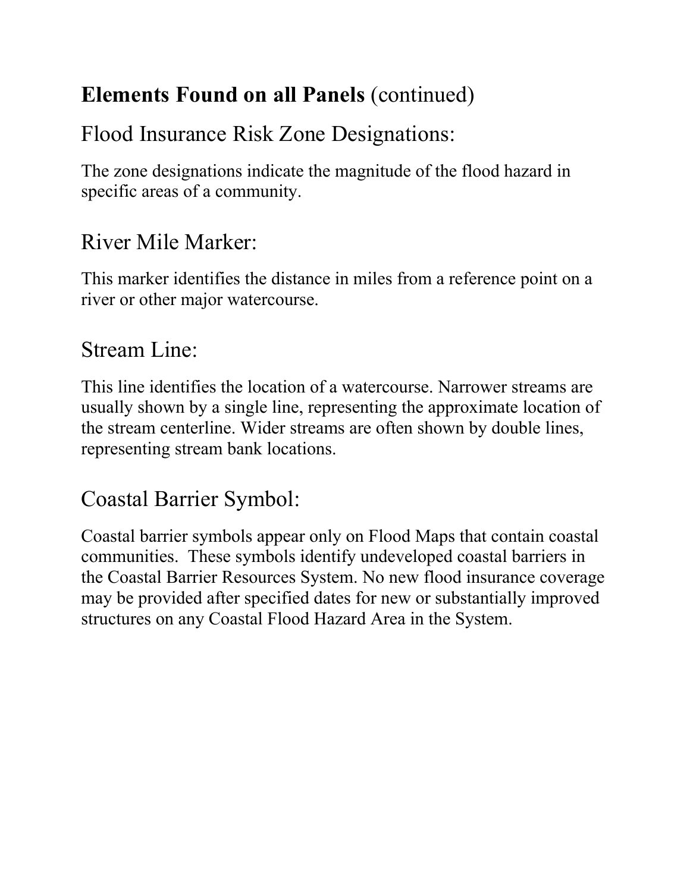## **Elements Found on all Panels** (continued)

### Flood Insurance Risk Zone Designations:

The zone designations indicate the magnitude of the flood hazard in specific areas of a community.

### River Mile Marker:

This marker identifies the distance in miles from a reference point on a river or other major watercourse.

### Stream Line:

This line identifies the location of a watercourse. Narrower streams are usually shown by a single line, representing the approximate location of the stream centerline. Wider streams are often shown by double lines, representing stream bank locations.

### Coastal Barrier Symbol:

Coastal barrier symbols appear only on Flood Maps that contain coastal communities. These symbols identify undeveloped coastal barriers in the Coastal Barrier Resources System. No new flood insurance coverage may be provided after specified dates for new or substantially improved structures on any Coastal Flood Hazard Area in the System.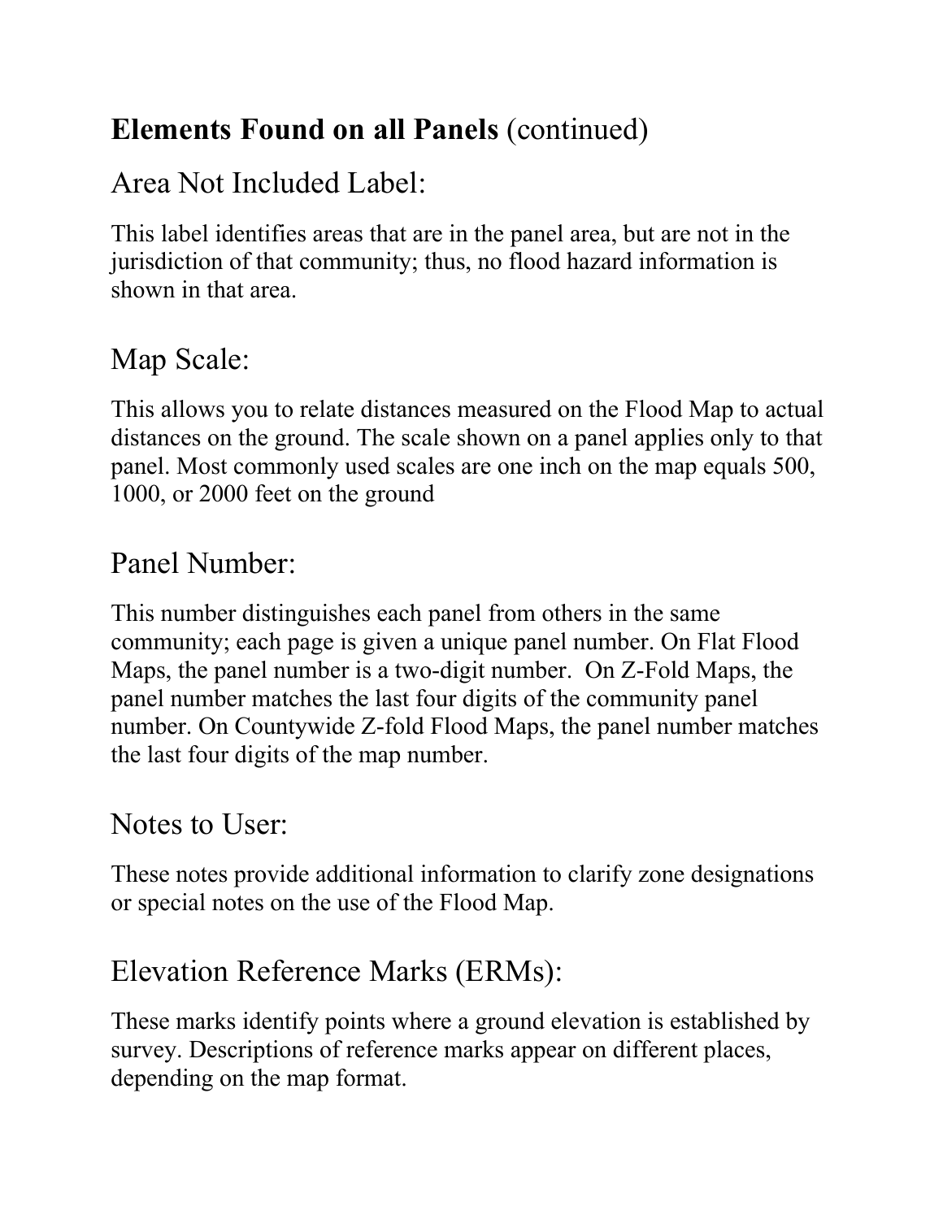## **Elements Found on all Panels** (continued)

### Area Not Included Label:

This label identifies areas that are in the panel area, but are not in the jurisdiction of that community; thus, no flood hazard information is shown in that area.

### Map Scale:

This allows you to relate distances measured on the Flood Map to actual distances on the ground. The scale shown on a panel applies only to that panel. Most commonly used scales are one inch on the map equals 500, 1000, or 2000 feet on the ground

### Panel Number:

This number distinguishes each panel from others in the same community; each page is given a unique panel number. On Flat Flood Maps, the panel number is a two-digit number. On Z-Fold Maps, the panel number matches the last four digits of the community panel number. On Countywide Z-fold Flood Maps, the panel number matches the last four digits of the map number.

### Notes to User:

These notes provide additional information to clarify zone designations or special notes on the use of the Flood Map.

### Elevation Reference Marks (ERMs):

These marks identify points where a ground elevation is established by survey. Descriptions of reference marks appear on different places, depending on the map format.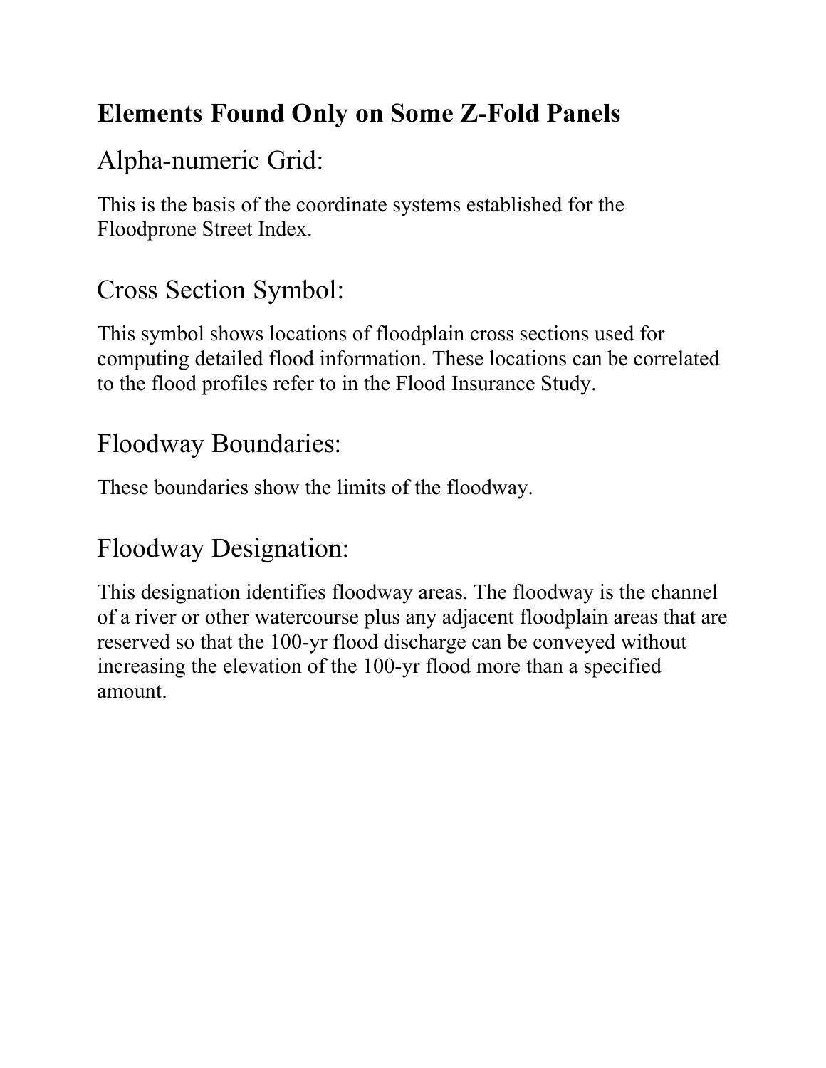## Elements Found Only on Some Z-Fold Panels

### Alpha-numeric Grid:

This is the basis of the coordinate systems established for the Floodprone Street Index.

### Cross Section Symbol:

This symbol shows locations of floodplain cross sections used for computing detailed flood information. These locations can be correlated to the flood profiles refer to in the Flood Insurance Study.

### Floodway Boundaries:

These boundaries show the limits of the floodway.

### Floodway Designation:

This designation identifies floodway areas. The floodway is the channel of a river or other watercourse plus any adjacent floodplain areas that are reserved so that the 100-yr flood discharge can be conveyed without increasing the elevation of the 100-yr flood more than a specified amount.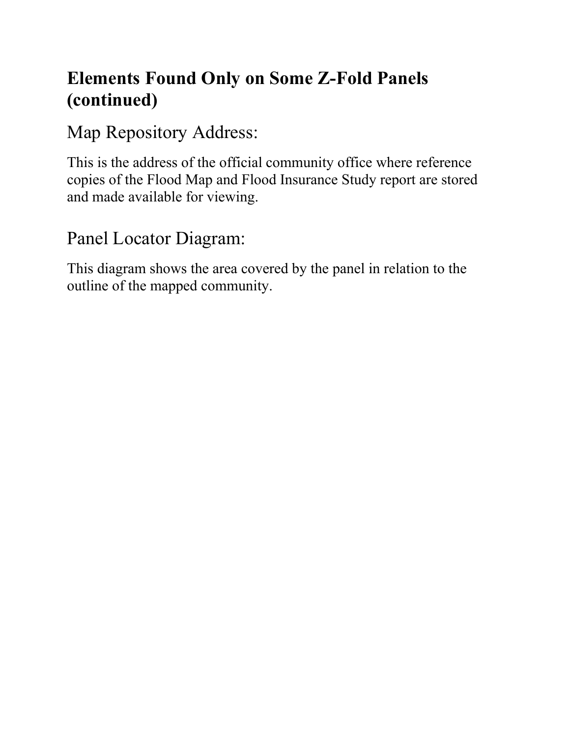## Elements Found Only on Some Z-Fold Panels (continued)

### Map Repository Address:

This is the address of the official community office where reference copies of the Flood Map and Flood Insurance Study report are stored and made available for viewing.

### Panel Locator Diagram:

This diagram shows the area covered by the panel in relation to the outline of the mapped community.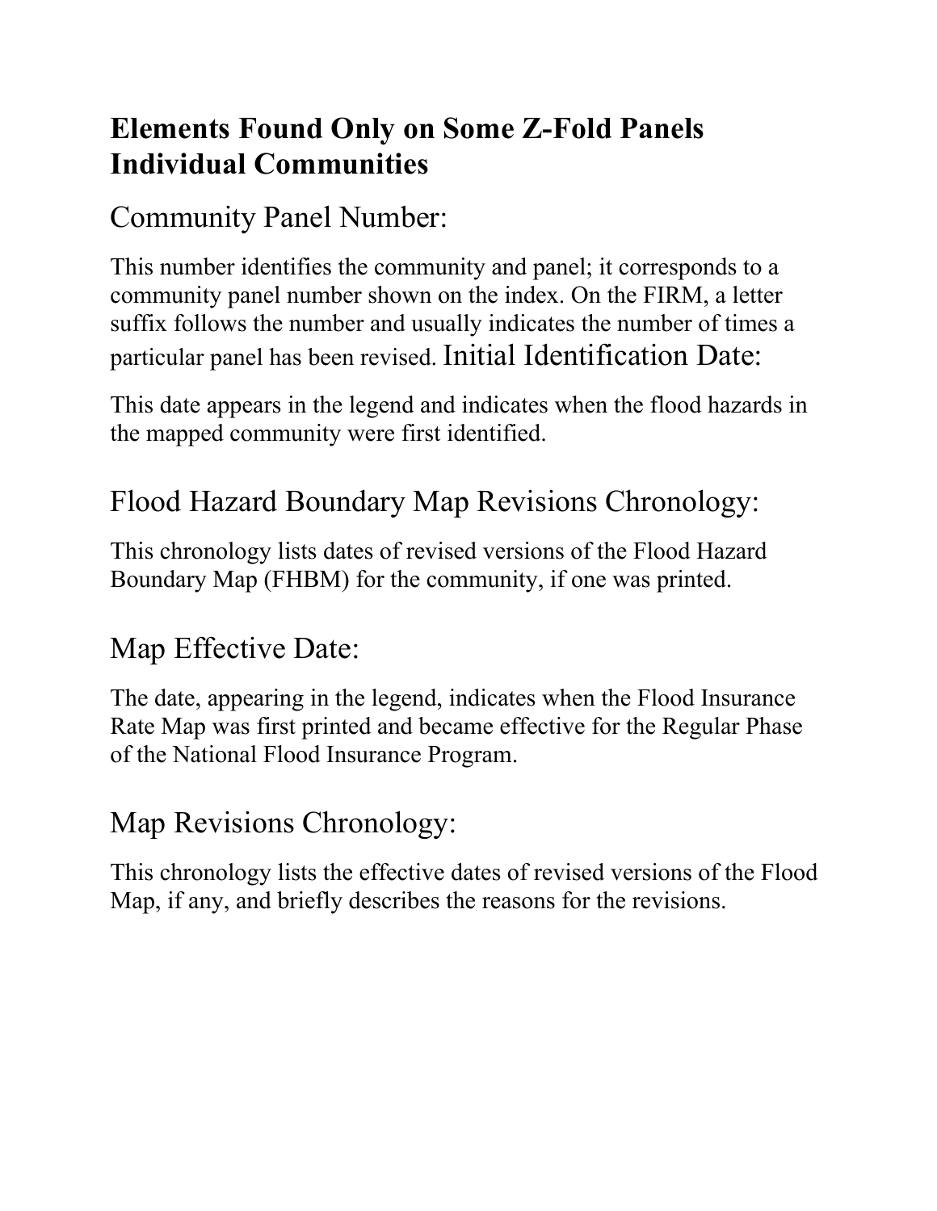## Elements Found Only on Some Z-Fold Panels Individual Communities

### Community Panel Number:

This number identifies the community and panel; it corresponds to a community panel number shown on the index. On the FIRM, a letter suffix follows the number and usually indicates the number of times a particular panel has been revised.

### Initial Identification Date:

This date appears in the legend and indicates when the flood hazards in the mapped community were first identified.

### Flood Hazard Boundary Map Revisions Chronology:

This chronology lists dates of revised versions of the Flood Hazard Boundary Map (FHBM) for the community, if one was printed.

### Map Effective Date:

The date, appearing in the legend, indicates when the Flood Insurance Rate Map was first printed and became effective for the Regular Phase of the National Flood Insurance Program.

### Map Revisions Chronology:

This chronology lists the effective dates of revised versions of the Flood Map, if any, and briefly describes the reasons for the revisions.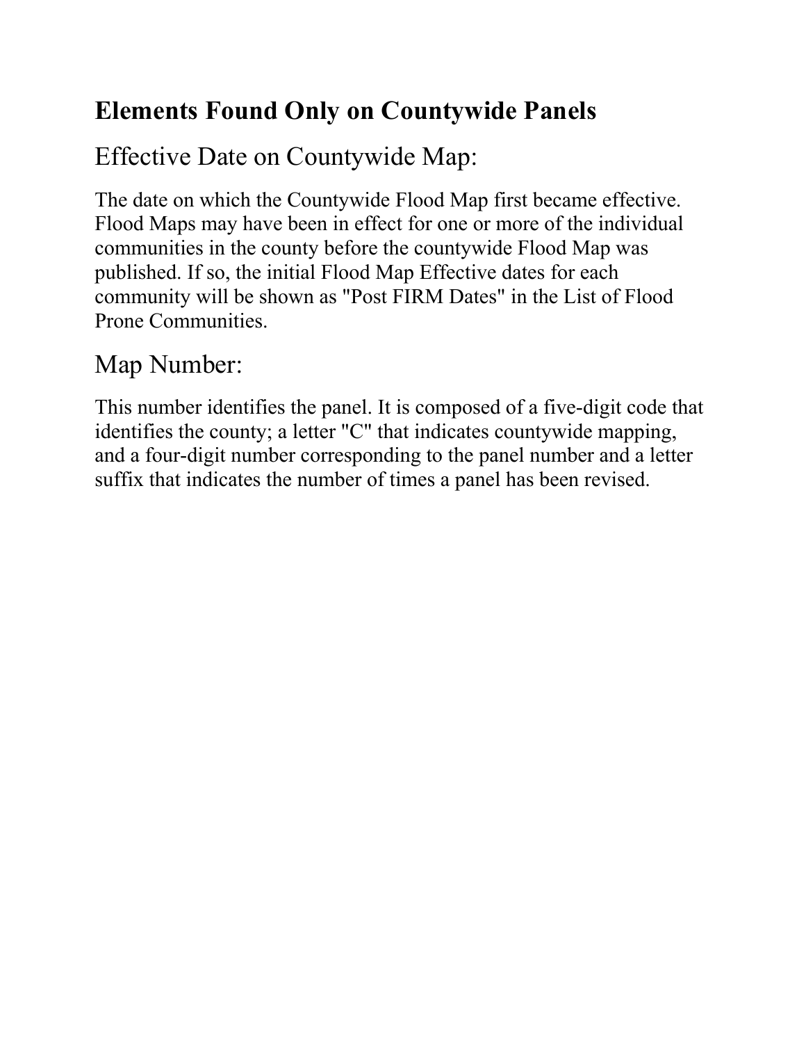## Elements Found Only on Countywide Panels

### Effective Date on Countywide Map:

The date on which the Countywide Flood Map first became effective. Flood Maps may have been in effect for one or more of the individual communities in the county before the countywide Flood Map was published. If so, the initial Flood Map Effective dates for each community will be shown as "Post FIRM Dates" in the List of Flood Prone Communities.

### Map Number:

This number identifies the panel. It is composed of a five-digit code that identifies the county; a letter "C" that indicates countywide mapping, and a four-digit number corresponding to the panel number and a letter suffix that indicates the number of times a panel has been revised.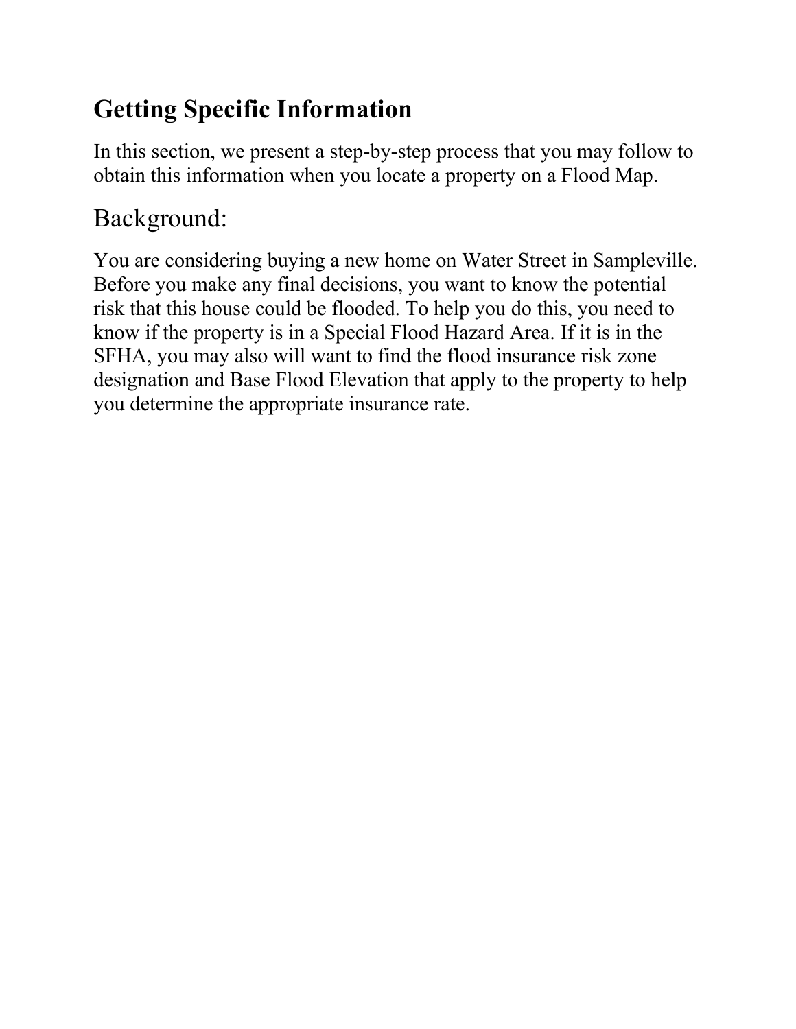## Getting Specific Information

In this section, we present a step-by-step process that you may follow to obtain this information when you locate a property on a Flood Map.

### Background:

You are considering buying a new home on Water Street in Sampleville. Before you make any final decisions, you want to know the potential risk that this house could be flooded. To help you do this, you need to know if the property is in a Special Flood Hazard Area. If it is in the SFHA, you may also will want to find the flood insurance risk zone designation and Base Flood Elevation that apply to the property to help you determine the appropriate insurance rate.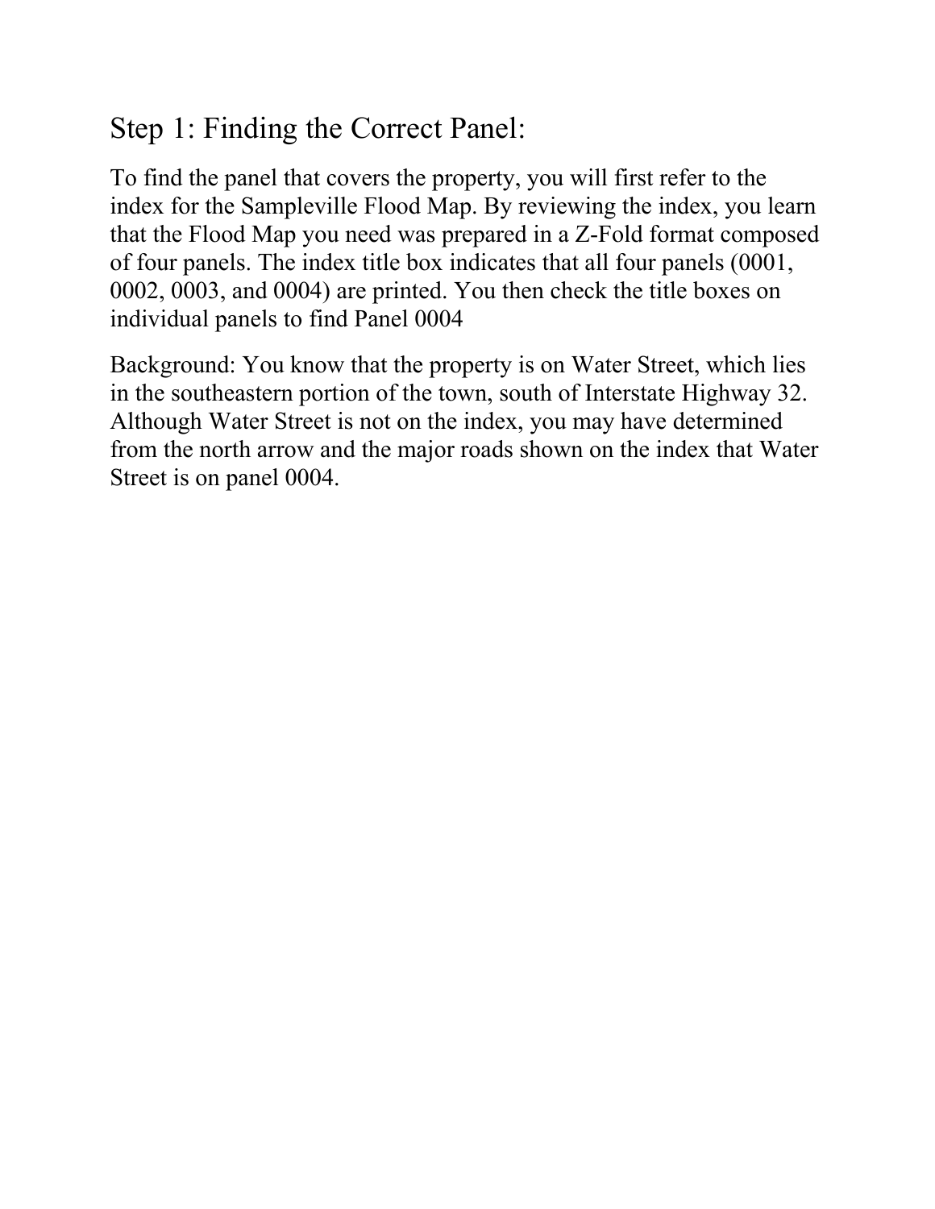## Step 1: Finding the Correct Panel:

To find the panel that covers the property, you will first refer to the index for the Sampleville Flood Map. By reviewing the index, you learn that the Flood Map you need was prepared in a Z-Fold format composed of four panels. The index title box indicates that all four panels (0001, 0002, 0003, and 0004) are printed. You then check the title boxes on individual panels to find Panel 0004

Background: You know that the property is on Water Street, which lies in the southeastern portion of the town, south of Interstate Highway 32. Although Water Street is not on the index, you may have determined from the north arrow and the major roads shown on the index that Water Street is on panel 0004.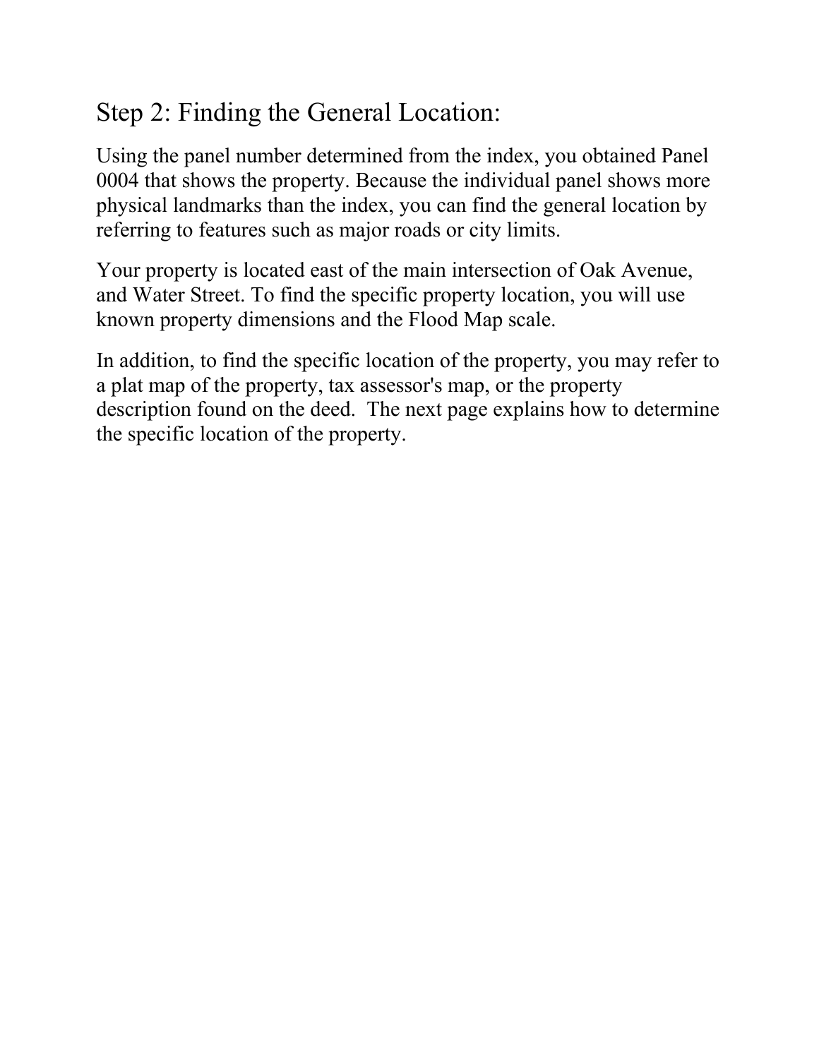## Step 2: Finding the General Location:

Using the panel number determined from the index, you obtained Panel 0004 that shows the property. Because the individual panel shows more physical landmarks than the index, you can find the general location by referring to features such as major roads or city limits.

Your property is located east of the main intersection of Oak Avenue, and Water Street. To find the specific property location, you will use known property dimensions and the Flood Map scale.

In addition, to find the specific location of the property, you may refer to a plat map of the property, tax assessor's map, or the property description found on the deed. The next page explains how to determine the specific location of the property.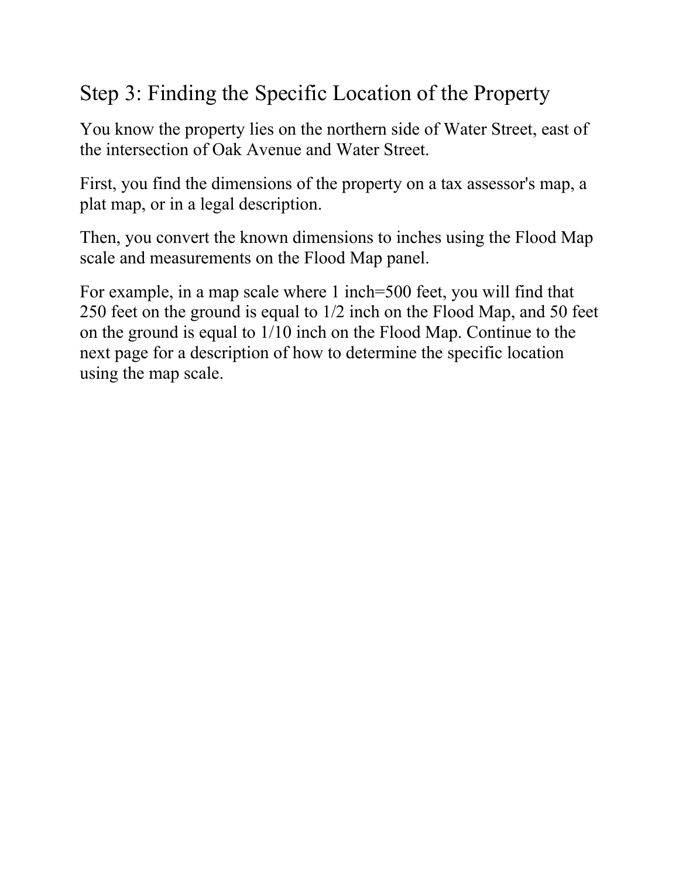## Step 3: Finding the Specific Location of the Property

You know the property lies on the northern side of Water Street, east of the intersection of Oak Avenue and Water Street.

First, you find the dimensions of the property on a tax assessor's map, a plat map, or in a legal description.

Then, you convert the known dimensions to inches using the Flood Map scale and measurements on the Flood Map panel.

For example, in a map scale where 1 inch=500 feet, you will find that 250 feet on the ground is equal to 1/2 inch on the Flood Map, and 50 feet on the ground is equal to 1/10 inch on the Flood Map. Continue to the next page for a description of how to determine the specific location using the map scale.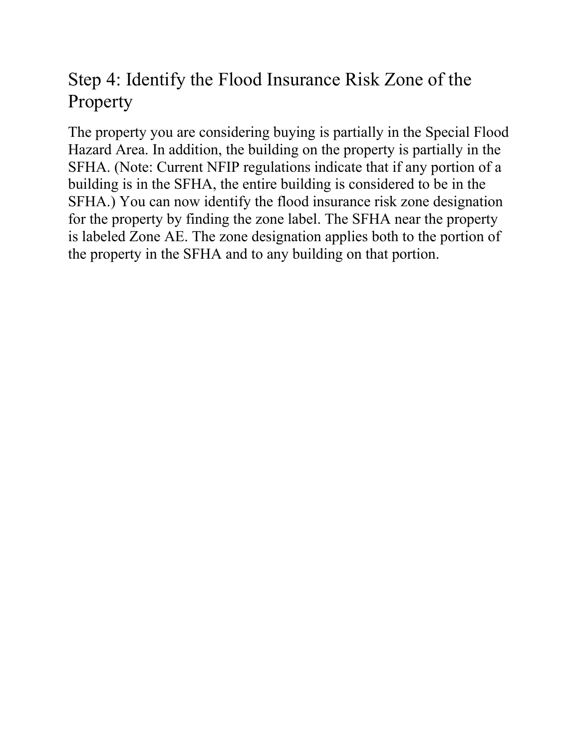## Step 4: Identify the Flood Insurance Risk Zone of the Property

The property you are considering buying is partially in the Special Flood Hazard Area. In addition, the building on the property is partially in the SFHA. (Note: Current NFIP regulations indicate that if any portion of a building is in the SFHA, the entire building is considered to be in the SFHA.) You can now identify the flood insurance risk zone designation for the property by finding the zone label. The SFHA near the property is labeled Zone AE. The zone designation applies both to the portion of the property in the SFHA and to any building on that portion.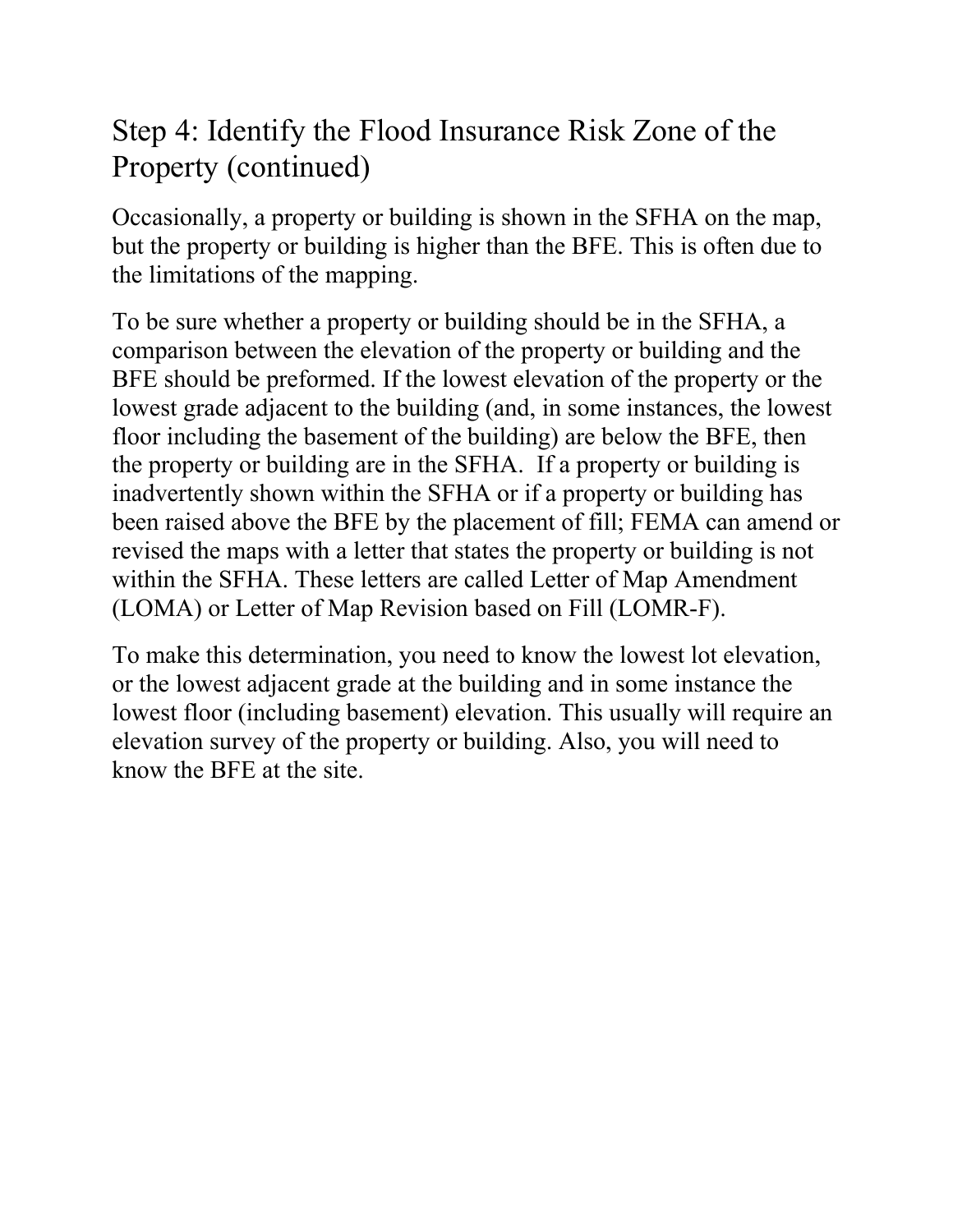## Step 4: Identify the Flood Insurance Risk Zone of the Property (continued)

Occasionally, a property or building is shown in the SFHA on the map, but the property or building is higher than the BFE. This is often due to the limitations of the mapping.

To be sure whether a property or building should be in the SFHA, a comparison between the elevation of the property or building and the BFE should be preformed. If the lowest elevation of the property or the lowest grade adjacent to the building (and, in some instances, the lowest floor including the basement of the building) are below the BFE, then the property or building are in the SFHA.  If a property or building is inadvertently shown within the SFHA or if a property or building has been raised above the BFE by the placement of fill; FEMA can amend or revised the maps with a letter that states the property or building is not within the SFHA. These letters are called Letter of Map Amendment (LOMA) or Letter of Map Revision based on Fill (LOMR-F).

To make this determination, you need to know the lowest lot elevation, or the lowest adjacent grade at the building and in some instance the lowest floor (including basement) elevation. This usually will require an elevation survey of the property or building. Also, you will need to know the BFE at the site.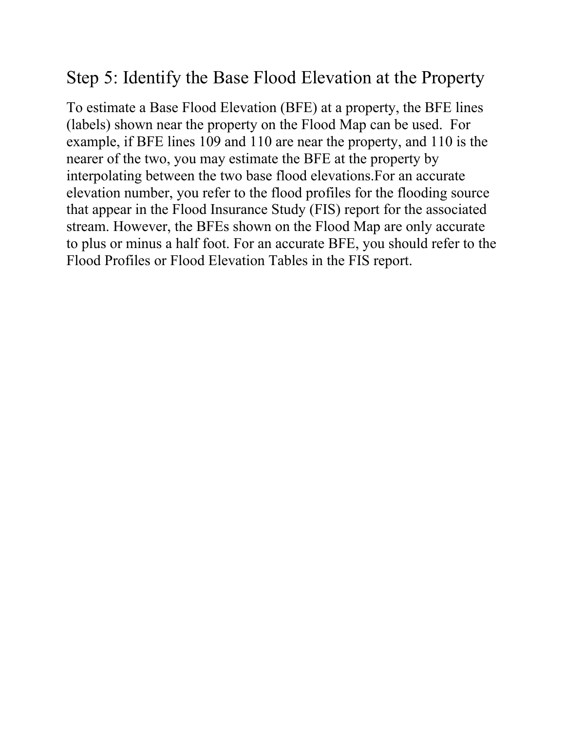## Step 5: Identify the Base Flood Elevation at the Property

To estimate a Base Flood Elevation (BFE) at a property, the BFE lines (labels) shown near the property on the Flood Map can be used.  For example, if BFE lines 109 and 110 are near the property, and 110 is the nearer of the two, you may estimate the BFE at the property by interpolating between the two base flood elevations.For an accurate elevation number, you refer to the flood profiles for the flooding source that appear in the Flood Insurance Study (FIS) report for the associated stream. However, the BFEs shown on the Flood Map are only accurate to plus or minus a half foot. For an accurate BFE, you should refer to the Flood Profiles or Flood Elevation Tables in the FIS report.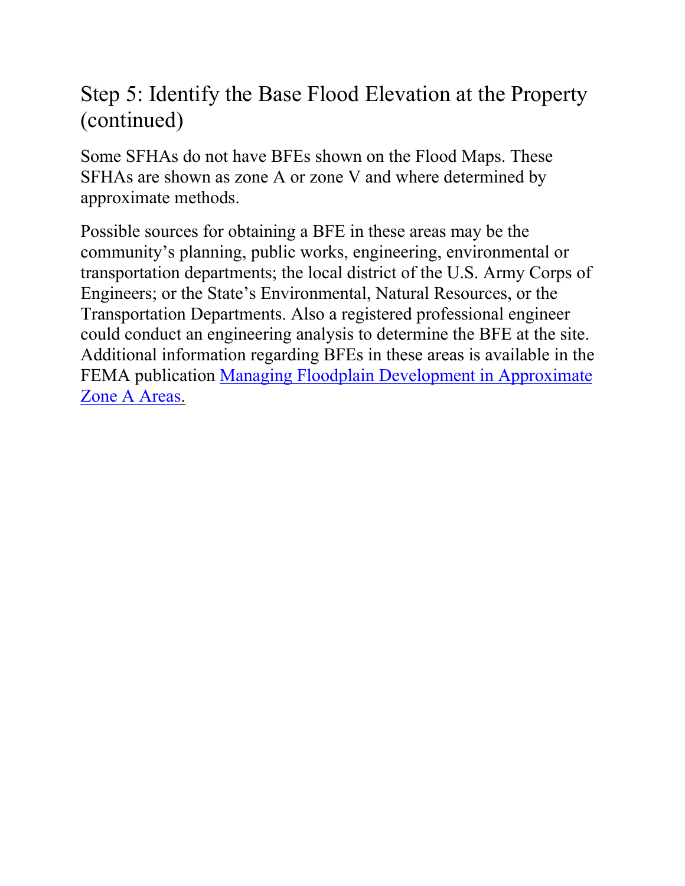## Step 5: Identify the Base Flood Elevation at the Property (continued)

Some SFHAs do not have BFEs shown on the Flood Maps. These SFHAs are shown as zone A or zone V and where determined by approximate methods.

Possible sources for obtaining a BFE in these areas may be the community's planning, public works, engineering, environmental or transportation departments; the local district of the U.S. Army Corps of Engineers; or the State's Environmental, Natural Resources, or the Transportation Departments. Also a registered professional engineer could conduct an engineering analysis to determine the BFE at the site. Additional information regarding BFEs in these areas is available in the FEMA publication Managing Floodplain Development in Approximate Zone A Areas.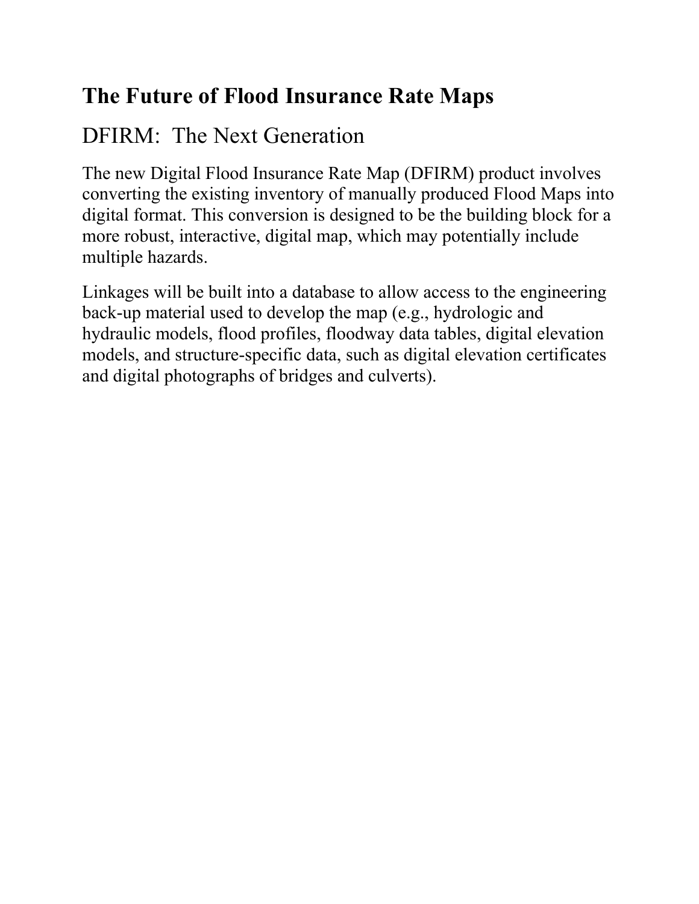## The Future of Flood Insurance Rate Maps

### DFIRM: The Next Generation

The new Digital Flood Insurance Rate Map (DFIRM) product involves converting the existing inventory of manually produced Flood Maps into digital format. This conversion is designed to be the building block for a more robust, interactive, digital map, which may potentially include multiple hazards.

Linkages will be built into a database to allow access to the engineering back-up material used to develop the map (e.g., hydrologic and hydraulic models, flood profiles, floodway data tables, digital elevation models, and structure-specific data, such as digital elevation certificates and digital photographs of bridges and culverts).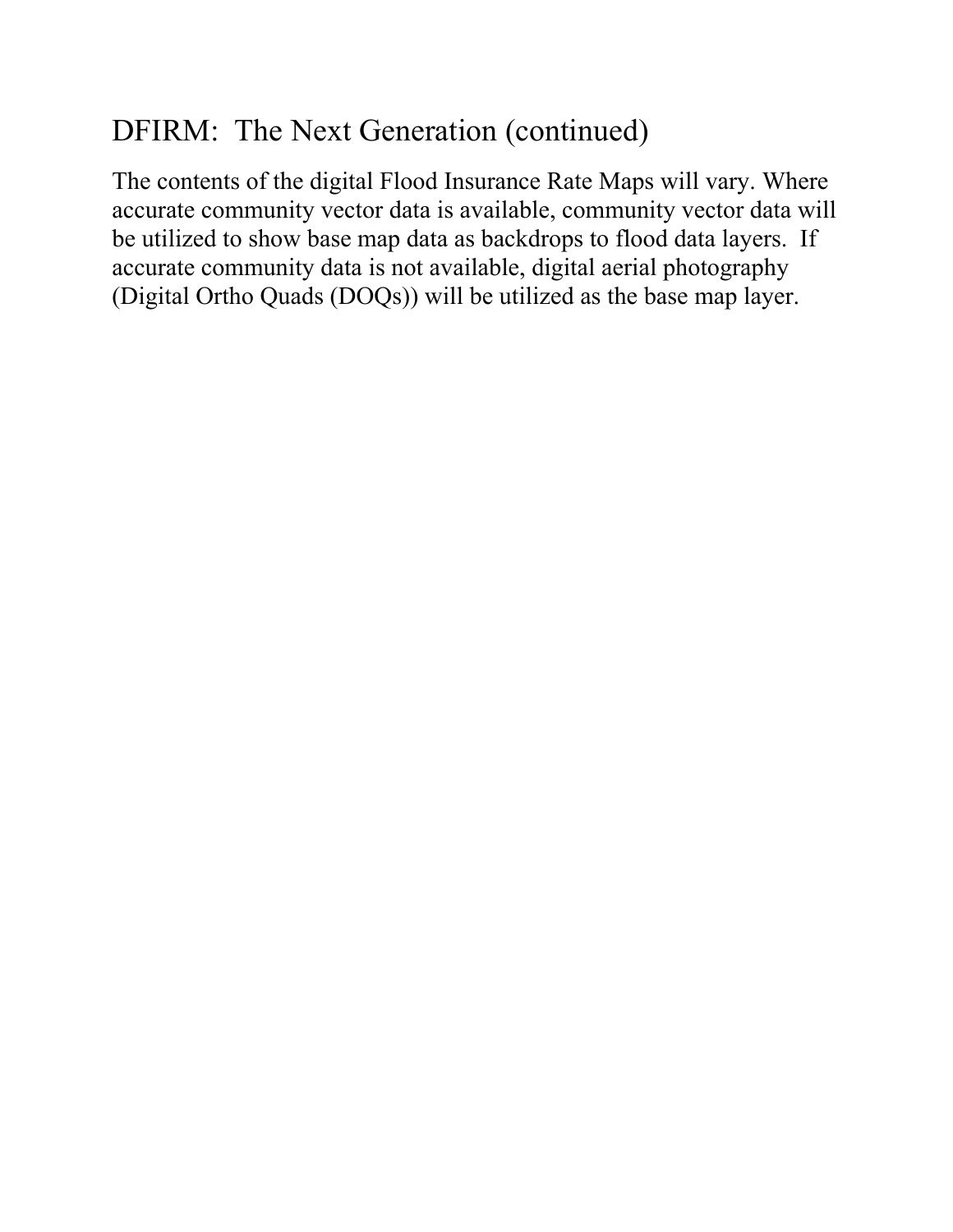## DFIRM: The Next Generation (continued)

The contents of the digital Flood Insurance Rate Maps will vary. Where accurate community vector data is available, community vector data will be utilized to show base map data as backdrops to flood data layers. If accurate community data is not available, digital aerial photography (Digital Ortho Quads (DOQs)) will be utilized as the base map layer.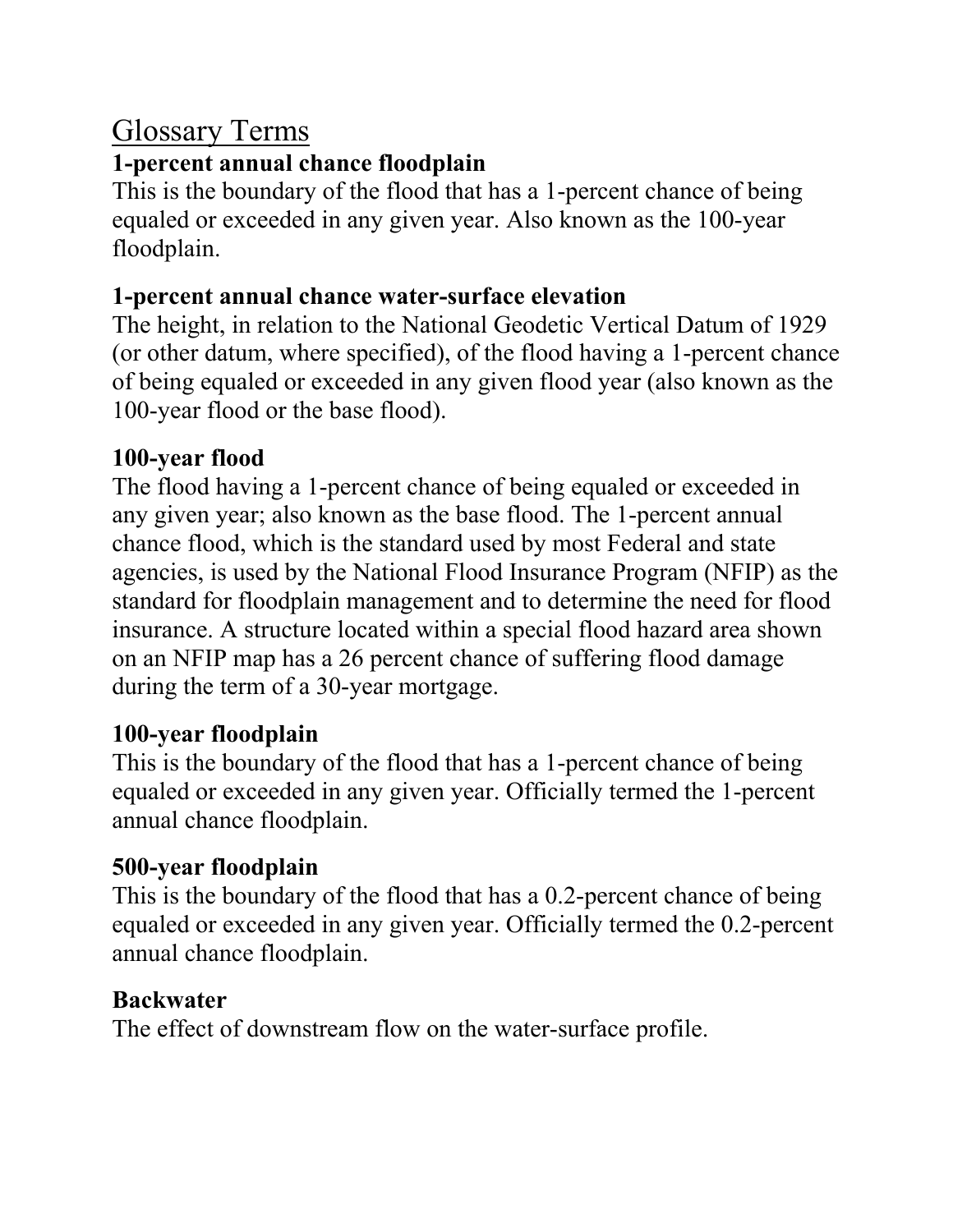# Glossary Terms

### 1-percent annual chance floodplain

This is the boundary of the flood that has a 1-percent chance of being equaled or exceeded in any given year. Also known as the 100-year floodplain.

### 1-percent annual chance water-surface elevation

The height, in relation to the National Geodetic Vertical Datum of 1929 (or other datum, where specified), of the flood having a 1-percent chance of being equaled or exceeded in any given flood year (also known as the 100-year flood or the base flood).

### 100-year flood

The flood having a 1-percent chance of being equaled or exceeded in any given year; also known as the base flood. The 1-percent annual chance flood, which is the standard used by most Federal and state agencies, is used by the National Flood Insurance Program (NFIP) as the standard for floodplain management and to determine the need for flood insurance. A structure located within a special flood hazard area shown on an NFIP map has a 26 percent chance of suffering flood damage during the term of a 30-year mortgage.

### 100-year floodplain

This is the boundary of the flood that has a 1-percent chance of being equaled or exceeded in any given year. Officially termed the 1-percent annual chance floodplain.

### 500-year floodplain

This is the boundary of the flood that has a 0.2-percent chance of being equaled or exceeded in any given year. Officially termed the 0.2-percent annual chance floodplain.

### Backwater

The effect of downstream flow on the water-surface profile.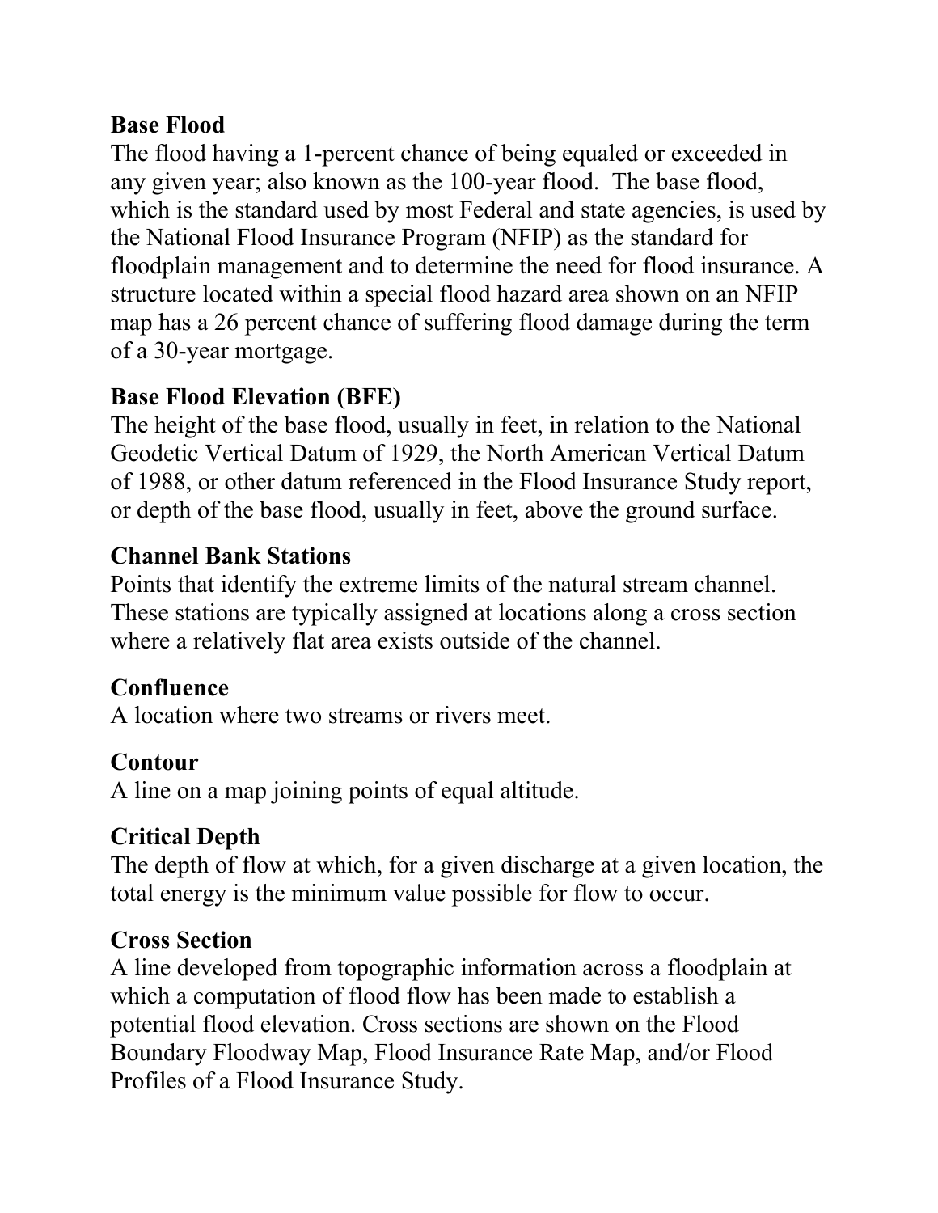**Base Flood**
The flood having a 1-percent chance of being equaled or exceeded in any given year; also known as the 100-year flood. The base flood, which is the standard used by most Federal and state agencies, is used by the National Flood Insurance Program (NFIP) as the standard for floodplain management and to determine the need for flood insurance. A structure located within a special flood hazard area shown on an NFIP map has a 26 percent chance of suffering flood damage during the term of a 30-year mortgage.

**Base Flood Elevation (BFE)**
The height of the base flood, usually in feet, in relation to the National Geodetic Vertical Datum of 1929, the North American Vertical Datum of 1988, or other datum referenced in the Flood Insurance Study report, or depth of the base flood, usually in feet, above the ground surface.

**Channel Bank Stations**
Points that identify the extreme limits of the natural stream channel. These stations are typically assigned at locations along a cross section where a relatively flat area exists outside of the channel.

**Confluence**
A location where two streams or rivers meet.

**Contour**
A line on a map joining points of equal altitude.

**Critical Depth**
The depth of flow at which, for a given discharge at a given location, the total energy is the minimum value possible for flow to occur.

**Cross Section**
A line developed from topographic information across a floodplain at which a computation of flood flow has been made to establish a potential flood elevation. Cross sections are shown on the Flood Boundary Floodway Map, Flood Insurance Rate Map, and/or Flood Profiles of a Flood Insurance Study.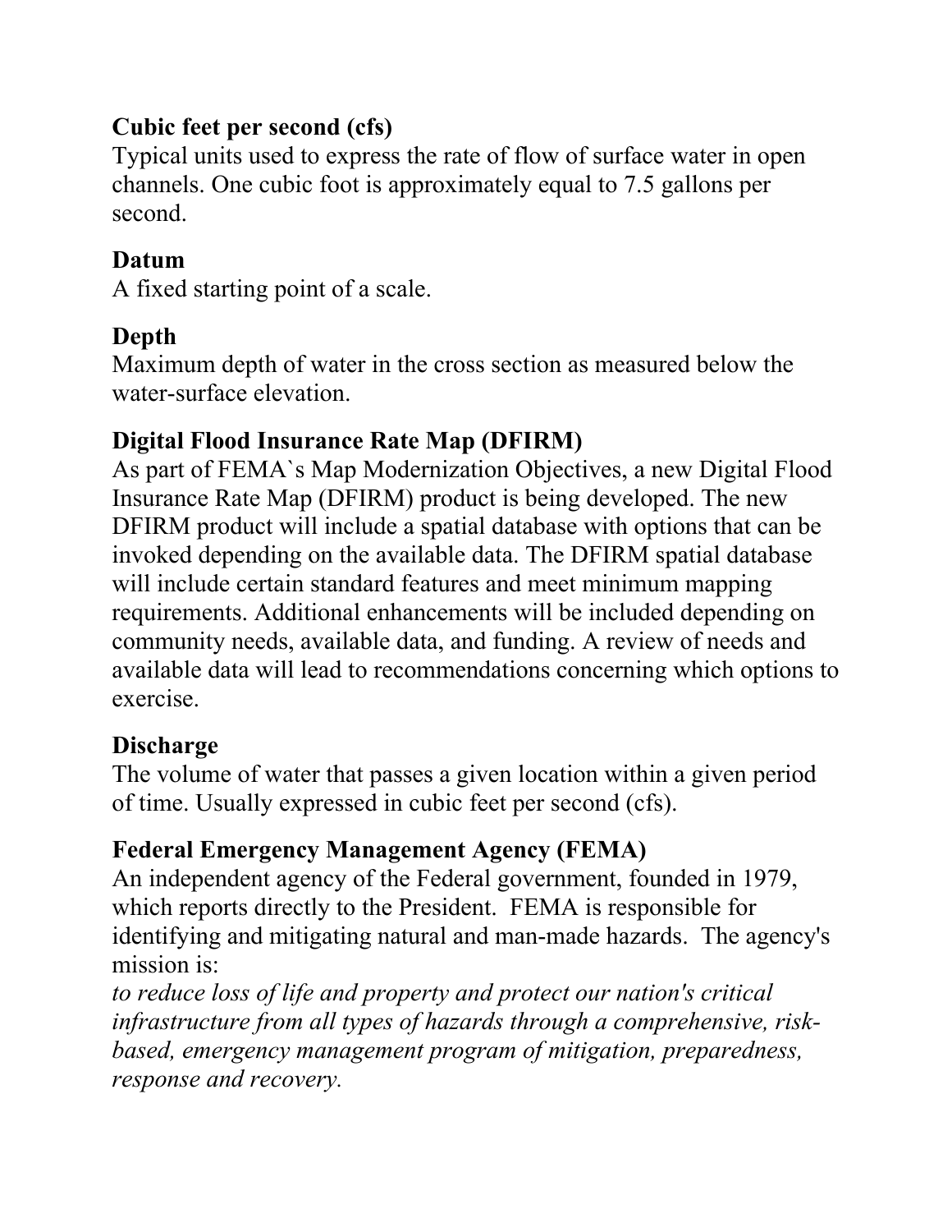**Cubic feet per second (cfs)**
Typical units used to express the rate of flow of surface water in open channels. One cubic foot is approximately equal to 7.5 gallons per second.

**Datum**
A fixed starting point of a scale.

**Depth**
Maximum depth of water in the cross section as measured below the water-surface elevation.

**Digital Flood Insurance Rate Map (DFIRM)**
As part of FEMA`s Map Modernization Objectives, a new Digital Flood Insurance Rate Map (DFIRM) product is being developed. The new DFIRM product will include a spatial database with options that can be invoked depending on the available data. The DFIRM spatial database will include certain standard features and meet minimum mapping requirements. Additional enhancements will be included depending on community needs, available data, and funding. A review of needs and available data will lead to recommendations concerning which options to exercise.

**Discharge**
The volume of water that passes a given location within a given period of time. Usually expressed in cubic feet per second (cfs).

**Federal Emergency Management Agency (FEMA)**
An independent agency of the Federal government, founded in 1979, which reports directly to the President. FEMA is responsible for identifying and mitigating natural and man-made hazards. The agency's mission is:
*to reduce loss of life and property and protect our nation's critical infrastructure from all types of hazards through a comprehensive, risk-based, emergency management program of mitigation, preparedness, response and recovery.*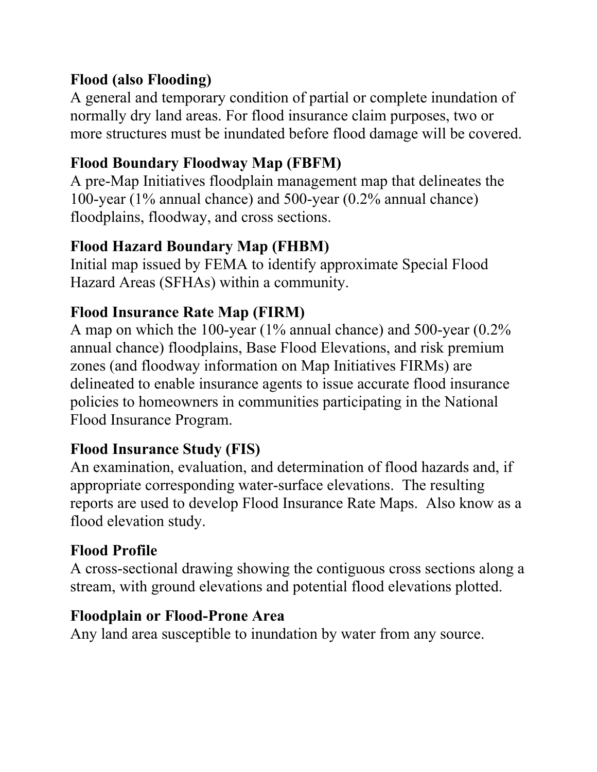**Flood (also Flooding)**
A general and temporary condition of partial or complete inundation of normally dry land areas. For flood insurance claim purposes, two or more structures must be inundated before flood damage will be covered.

**Flood Boundary Floodway Map (FBFM)**
A pre-Map Initiatives floodplain management map that delineates the 100-year (1% annual chance) and 500-year (0.2% annual chance) floodplains, floodway, and cross sections.

**Flood Hazard Boundary Map (FHBM)**
Initial map issued by FEMA to identify approximate Special Flood Hazard Areas (SFHAs) within a community.

**Flood Insurance Rate Map (FIRM)**
A map on which the 100-year (1% annual chance) and 500-year (0.2% annual chance) floodplains, Base Flood Elevations, and risk premium zones (and floodway information on Map Initiatives FIRMs) are delineated to enable insurance agents to issue accurate flood insurance policies to homeowners in communities participating in the National Flood Insurance Program.

**Flood Insurance Study (FIS)**
An examination, evaluation, and determination of flood hazards and, if appropriate corresponding water-surface elevations. The resulting reports are used to develop Flood Insurance Rate Maps. Also know as a flood elevation study.

**Flood Profile**
A cross-sectional drawing showing the contiguous cross sections along a stream, with ground elevations and potential flood elevations plotted.

**Floodplain or Flood-Prone Area**
Any land area susceptible to inundation by water from any source.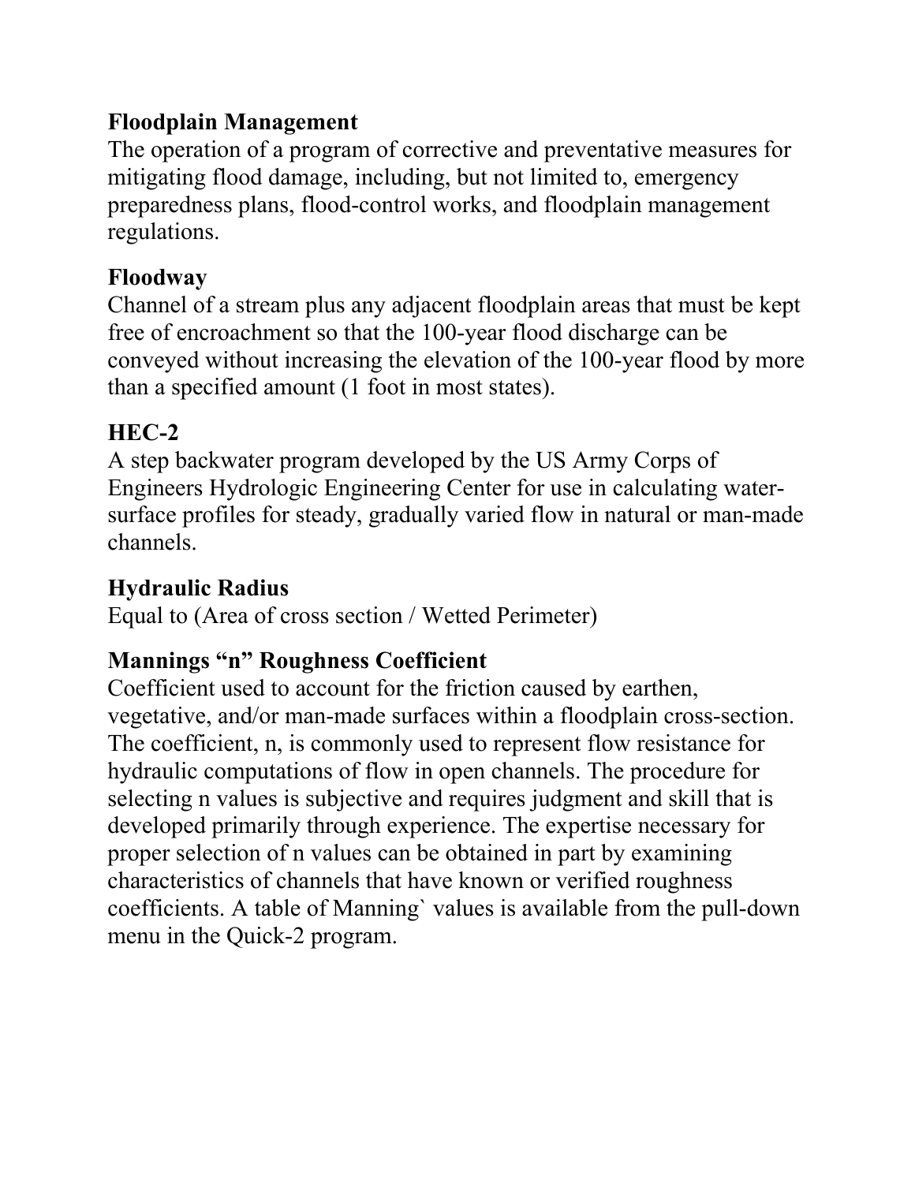**Floodplain Management**
The operation of a program of corrective and preventative measures for mitigating flood damage, including, but not limited to, emergency preparedness plans, flood-control works, and floodplain management regulations.

**Floodway**
Channel of a stream plus any adjacent floodplain areas that must be kept free of encroachment so that the 100-year flood discharge can be conveyed without increasing the elevation of the 100-year flood by more than a specified amount (1 foot in most states).

**HEC-2**
A step backwater program developed by the US Army Corps of Engineers Hydrologic Engineering Center for use in calculating water-surface profiles for steady, gradually varied flow in natural or man-made channels.

**Hydraulic Radius**
Equal to (Area of cross section / Wetted Perimeter)

**Mannings "n" Roughness Coefficient**
Coefficient used to account for the friction caused by earthen, vegetative, and/or man-made surfaces within a floodplain cross-section. The coefficient, n, is commonly used to represent flow resistance for hydraulic computations of flow in open channels. The procedure for selecting n values is subjective and requires judgment and skill that is developed primarily through experience. The expertise necessary for proper selection of n values can be obtained in part by examining characteristics of channels that have known or verified roughness coefficients. A table of Manning` values is available from the pull-down menu in the Quick-2 program.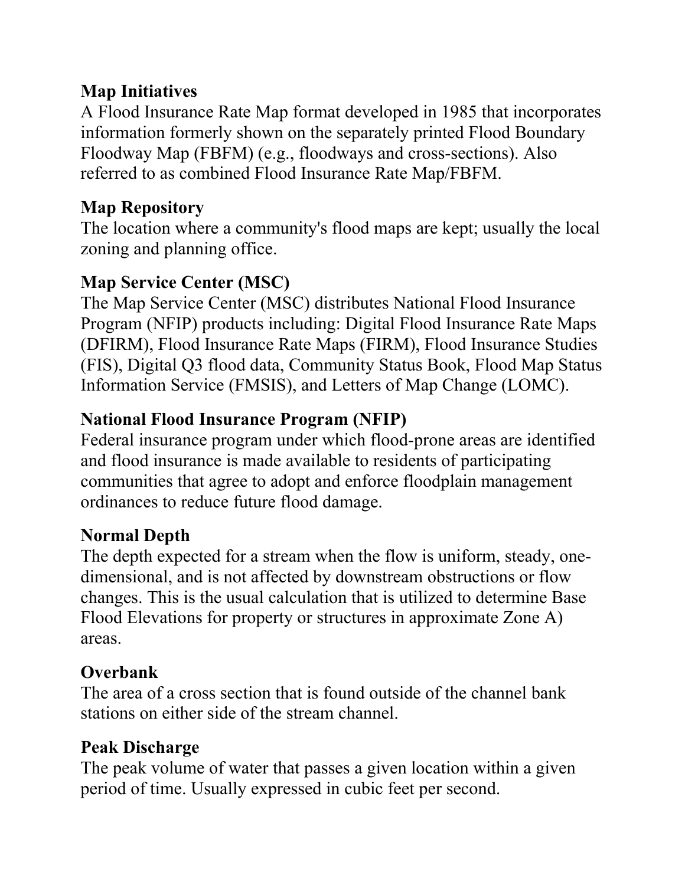**Map Initiatives**
A Flood Insurance Rate Map format developed in 1985 that incorporates information formerly shown on the separately printed Flood Boundary Floodway Map (FBFM) (e.g., floodways and cross-sections). Also referred to as combined Flood Insurance Rate Map/FBFM.

**Map Repository**
The location where a community's flood maps are kept; usually the local zoning and planning office.

**Map Service Center (MSC)**
The Map Service Center (MSC) distributes National Flood Insurance Program (NFIP) products including: Digital Flood Insurance Rate Maps (DFIRM), Flood Insurance Rate Maps (FIRM), Flood Insurance Studies (FIS), Digital Q3 flood data, Community Status Book, Flood Map Status Information Service (FMSIS), and Letters of Map Change (LOMC).

**National Flood Insurance Program (NFIP)**
Federal insurance program under which flood-prone areas are identified and flood insurance is made available to residents of participating communities that agree to adopt and enforce floodplain management ordinances to reduce future flood damage.

**Normal Depth**
The depth expected for a stream when the flow is uniform, steady, one-dimensional, and is not affected by downstream obstructions or flow changes. This is the usual calculation that is utilized to determine Base Flood Elevations for property or structures in approximate Zone A) areas.

**Overbank**
The area of a cross section that is found outside of the channel bank stations on either side of the stream channel.

**Peak Discharge**
The peak volume of water that passes a given location within a given period of time. Usually expressed in cubic feet per second.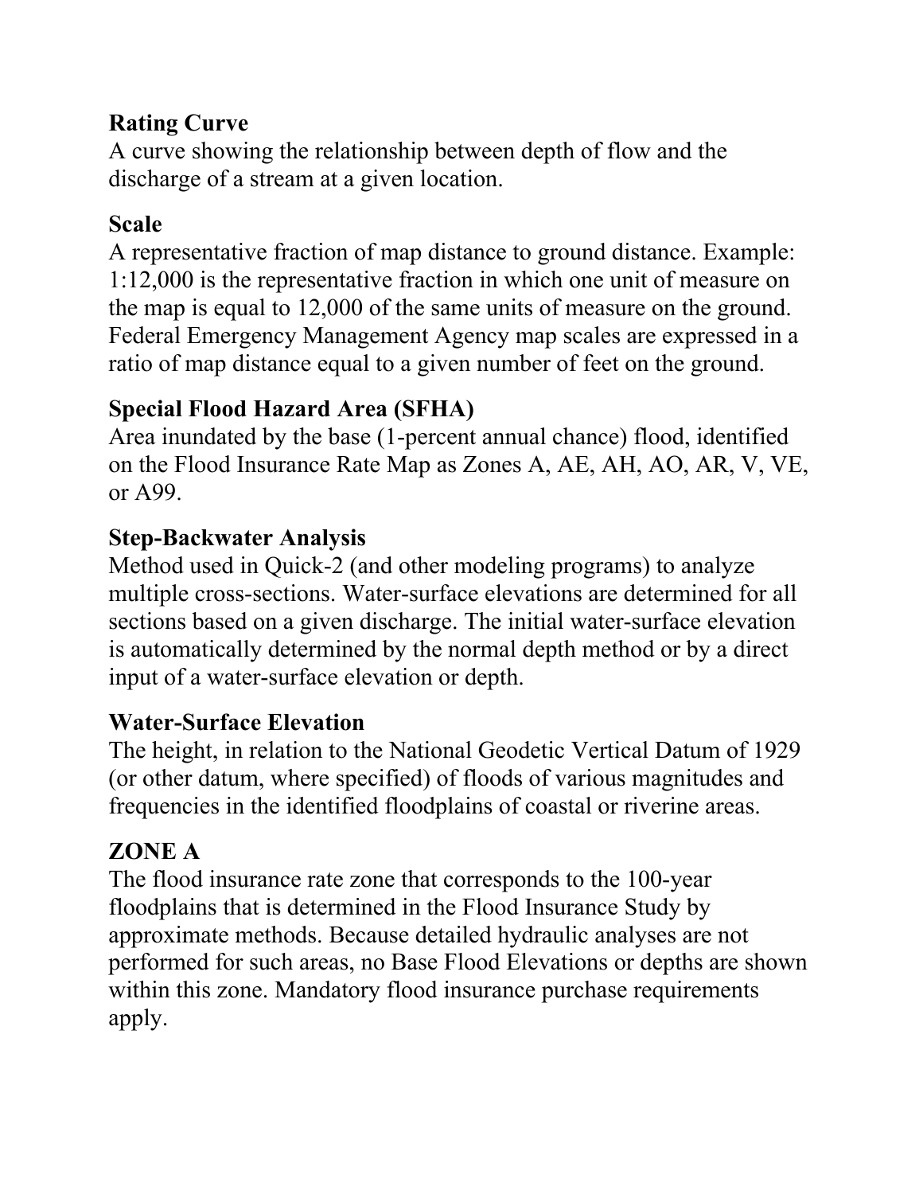**Rating Curve**
A curve showing the relationship between depth of flow and the discharge of a stream at a given location.

**Scale**
A representative fraction of map distance to ground distance. Example: 1:12,000 is the representative fraction in which one unit of measure on the map is equal to 12,000 of the same units of measure on the ground. Federal Emergency Management Agency map scales are expressed in a ratio of map distance equal to a given number of feet on the ground.

**Special Flood Hazard Area (SFHA)**
Area inundated by the base (1-percent annual chance) flood, identified on the Flood Insurance Rate Map as Zones A, AE, AH, AO, AR, V, VE, or A99.

**Step-Backwater Analysis**
Method used in Quick-2 (and other modeling programs) to analyze multiple cross-sections. Water-surface elevations are determined for all sections based on a given discharge. The initial water-surface elevation is automatically determined by the normal depth method or by a direct input of a water-surface elevation or depth.

**Water-Surface Elevation**
The height, in relation to the National Geodetic Vertical Datum of 1929 (or other datum, where specified) of floods of various magnitudes and frequencies in the identified floodplains of coastal or riverine areas.

**ZONE A**
The flood insurance rate zone that corresponds to the 100-year floodplains that is determined in the Flood Insurance Study by approximate methods. Because detailed hydraulic analyses are not performed for such areas, no Base Flood Elevations or depths are shown within this zone. Mandatory flood insurance purchase requirements apply.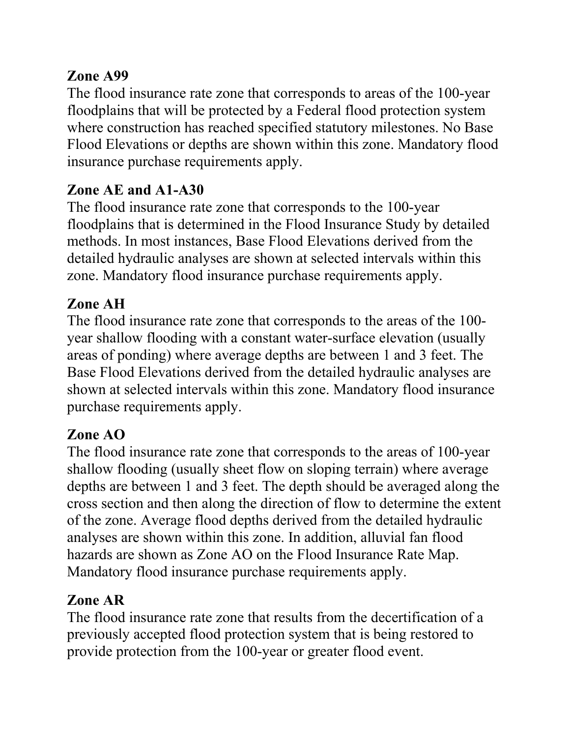**Zone A99**
The flood insurance rate zone that corresponds to areas of the 100-year floodplains that will be protected by a Federal flood protection system where construction has reached specified statutory milestones. No Base Flood Elevations or depths are shown within this zone. Mandatory flood insurance purchase requirements apply.

**Zone AE and A1-A30**
The flood insurance rate zone that corresponds to the 100-year floodplains that is determined in the Flood Insurance Study by detailed methods. In most instances, Base Flood Elevations derived from the detailed hydraulic analyses are shown at selected intervals within this zone. Mandatory flood insurance purchase requirements apply.

**Zone AH**
The flood insurance rate zone that corresponds to the areas of the 100-year shallow flooding with a constant water-surface elevation (usually areas of ponding) where average depths are between 1 and 3 feet. The Base Flood Elevations derived from the detailed hydraulic analyses are shown at selected intervals within this zone. Mandatory flood insurance purchase requirements apply.

**Zone AO**
The flood insurance rate zone that corresponds to the areas of 100-year shallow flooding (usually sheet flow on sloping terrain) where average depths are between 1 and 3 feet. The depth should be averaged along the cross section and then along the direction of flow to determine the extent of the zone. Average flood depths derived from the detailed hydraulic analyses are shown within this zone. In addition, alluvial fan flood hazards are shown as Zone AO on the Flood Insurance Rate Map. Mandatory flood insurance purchase requirements apply.

**Zone AR**
The flood insurance rate zone that results from the decertification of a previously accepted flood protection system that is being restored to provide protection from the 100-year or greater flood event.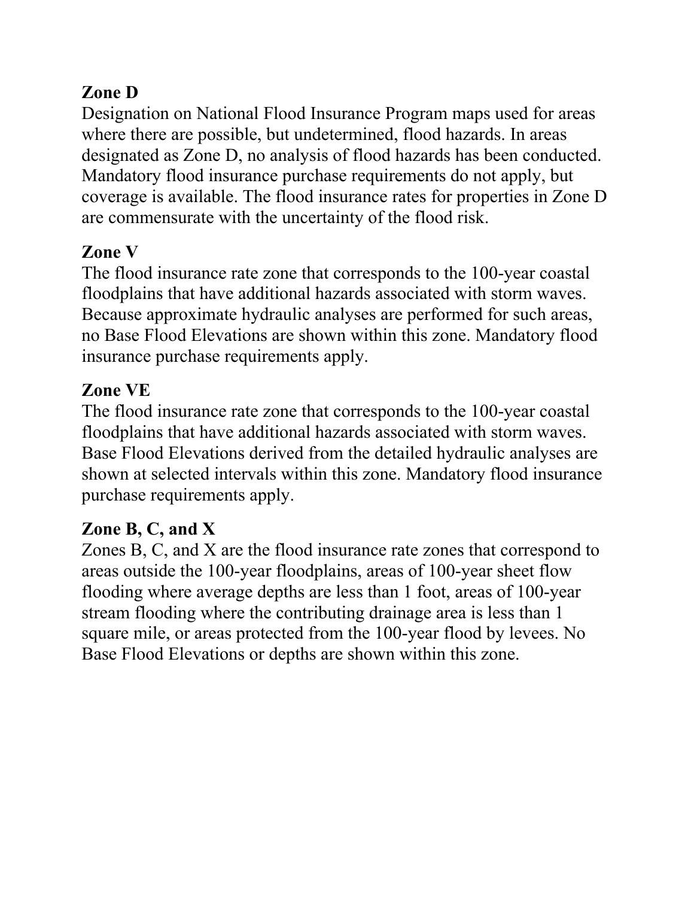**Zone D**

Designation on National Flood Insurance Program maps used for areas where there are possible, but undetermined, flood hazards. In areas designated as Zone D, no analysis of flood hazards has been conducted. Mandatory flood insurance purchase requirements do not apply, but coverage is available. The flood insurance rates for properties in Zone D are commensurate with the uncertainty of the flood risk.

**Zone V**

The flood insurance rate zone that corresponds to the 100-year coastal floodplains that have additional hazards associated with storm waves. Because approximate hydraulic analyses are performed for such areas, no Base Flood Elevations are shown within this zone. Mandatory flood insurance purchase requirements apply.

**Zone VE**

The flood insurance rate zone that corresponds to the 100-year coastal floodplains that have additional hazards associated with storm waves. Base Flood Elevations derived from the detailed hydraulic analyses are shown at selected intervals within this zone. Mandatory flood insurance purchase requirements apply.

**Zone B, C, and X**

Zones B, C, and X are the flood insurance rate zones that correspond to areas outside the 100-year floodplains, areas of 100-year sheet flow flooding where average depths are less than 1 foot, areas of 100-year stream flooding where the contributing drainage area is less than 1 square mile, or areas protected from the 100-year flood by levees. No Base Flood Elevations or depths are shown within this zone.